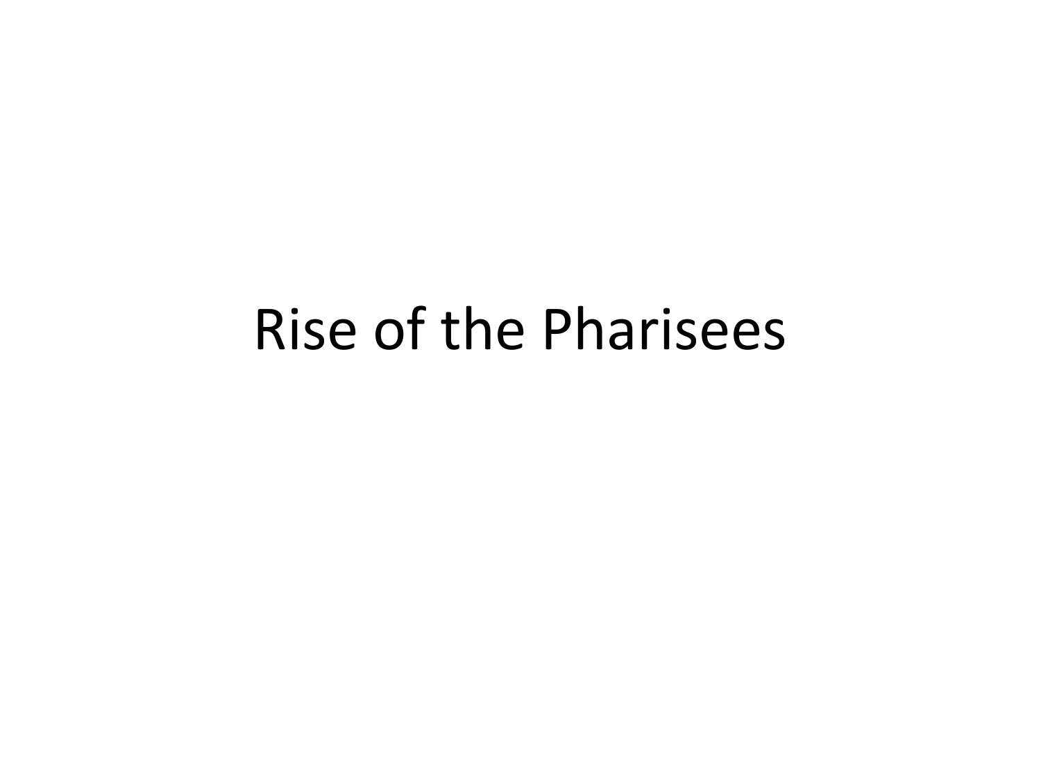# Rise of the Pharisees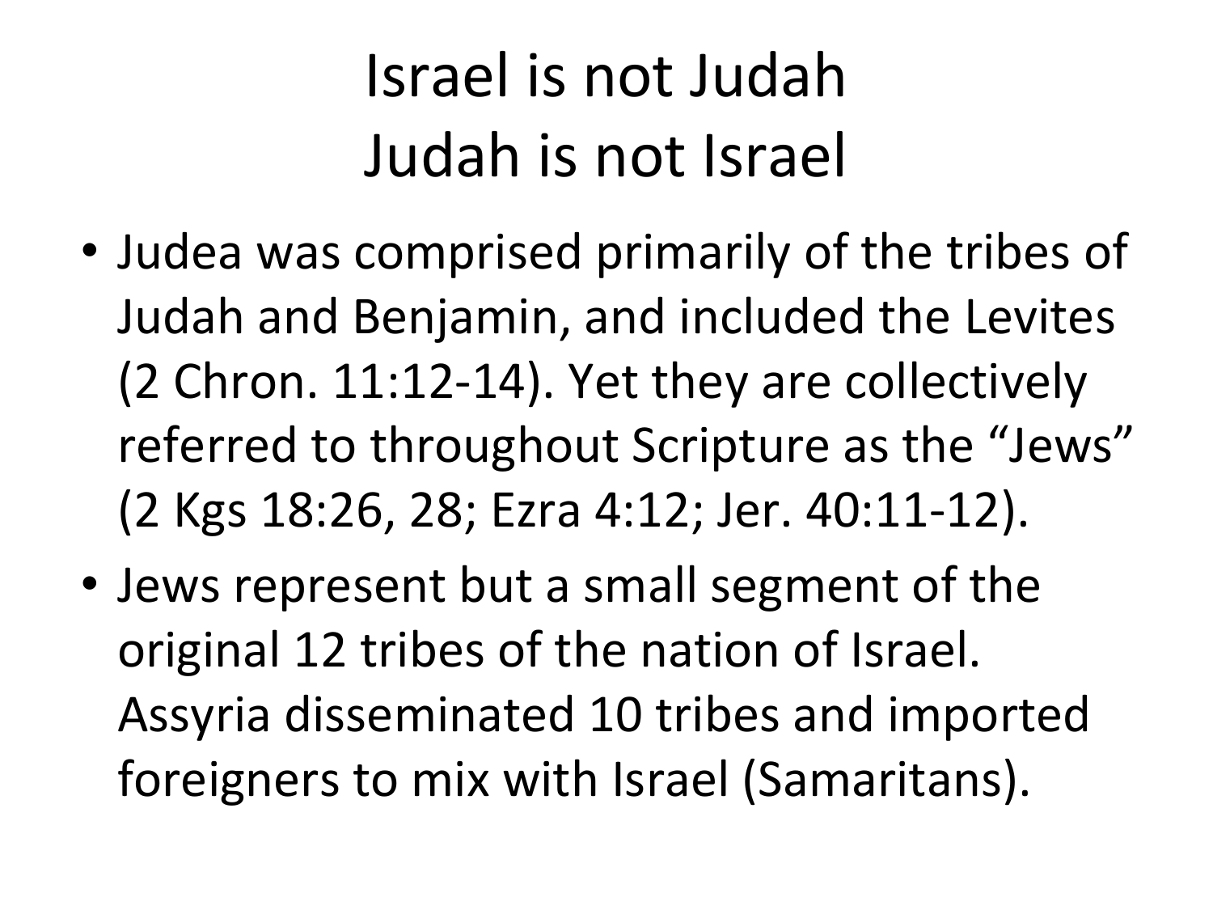# Israel is not Judah
# Judah is not Israel

- Judea was comprised primarily of the tribes of Judah and Benjamin, and included the Levites (2 Chron. 11:12-14). Yet they are collectively referred to throughout Scripture as the “Jews” (2 Kgs 18:26, 28; Ezra 4:12; Jer. 40:11-12).
- Jews represent but a small segment of the original 12 tribes of the nation of Israel. Assyria disseminated 10 tribes and imported foreigners to mix with Israel (Samaritans).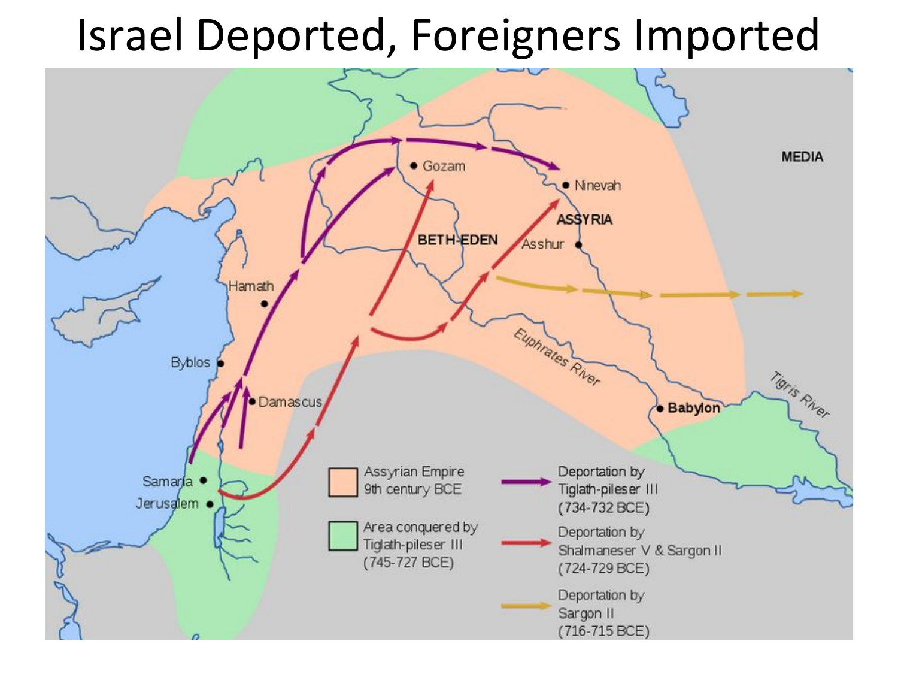# Israel Deported, Foreigners Imported

MEDIA

Gozam

Ninevah

ASSYRIA

BETH-EDEN

Asshur

Hamath

Byblos

Damascus

Euphrates River

Babylon

Tigris River

Samaria

Jerusalem

| | |
|---|---|
| Assyrian Empire 9th century BCE | Deportation by Tiglath-pileser III (734-732 BCE) |
| Area conquered by Tiglath-pileser III (745-727 BCE) | Deportation by Shalmaneser V & Sargon II (724-729 BCE) |
| | Deportation by Sargon II (716-715 BCE) |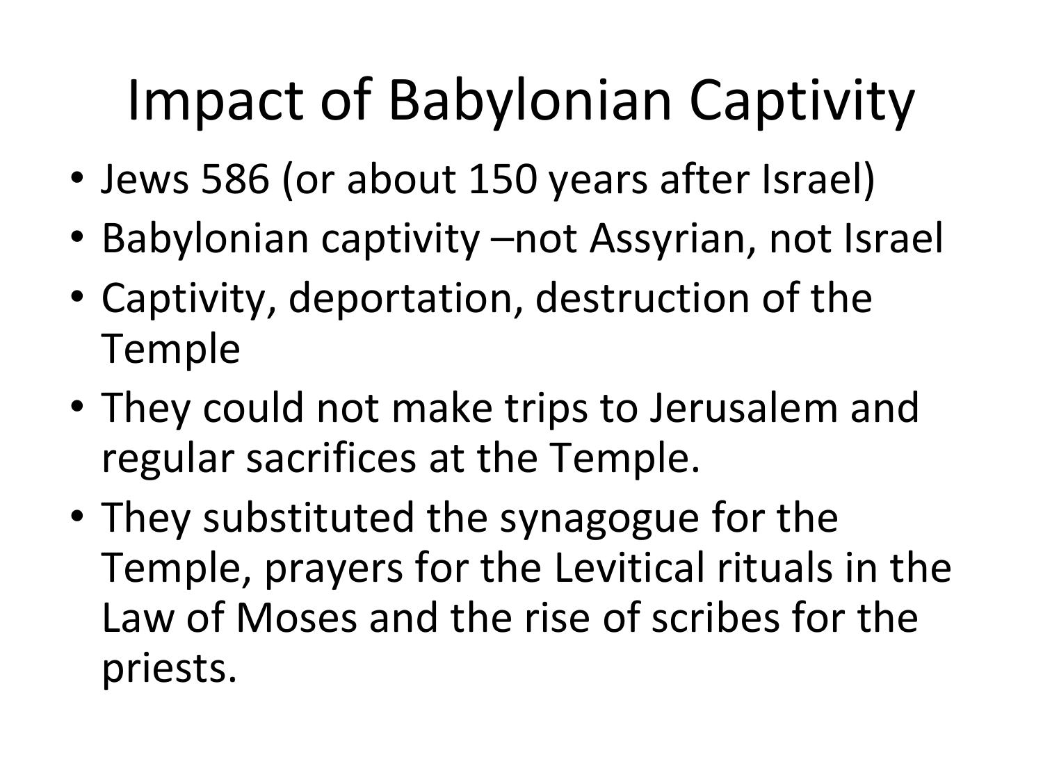# Impact of Babylonian Captivity

- Jews 586 (or about 150 years after Israel)
- Babylonian captivity –not Assyrian, not Israel
- Captivity, deportation, destruction of the Temple
- They could not make trips to Jerusalem and regular sacrifices at the Temple.
- They substituted the synagogue for the Temple, prayers for the Levitical rituals in the Law of Moses and the rise of scribes for the priests.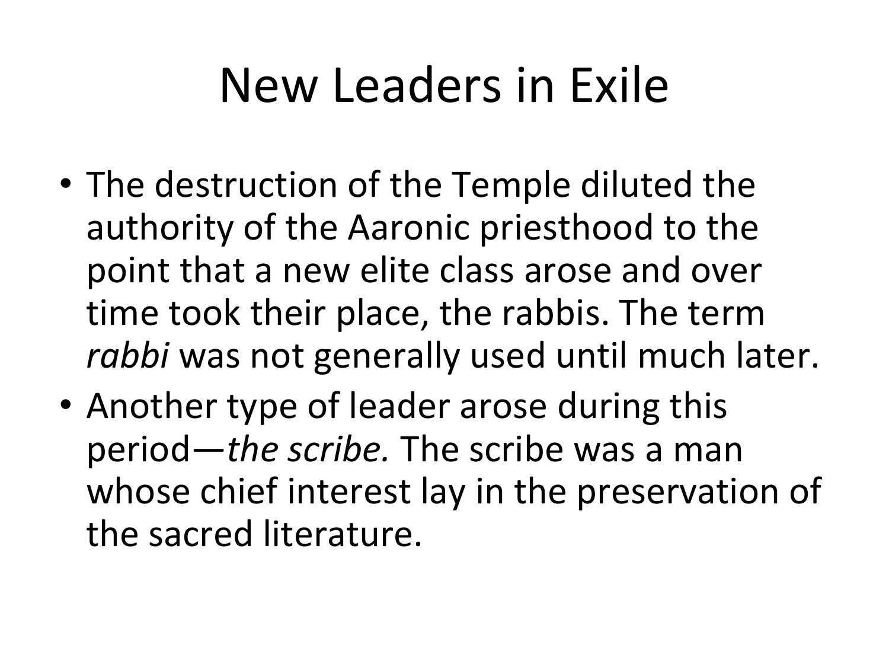# New Leaders in Exile

- The destruction of the Temple diluted the authority of the Aaronic priesthood to the point that a new elite class arose and over time took their place, the rabbis. The term *rabbi* was not generally used until much later.
- Another type of leader arose during this period—*the scribe.* The scribe was a man whose chief interest lay in the preservation of the sacred literature.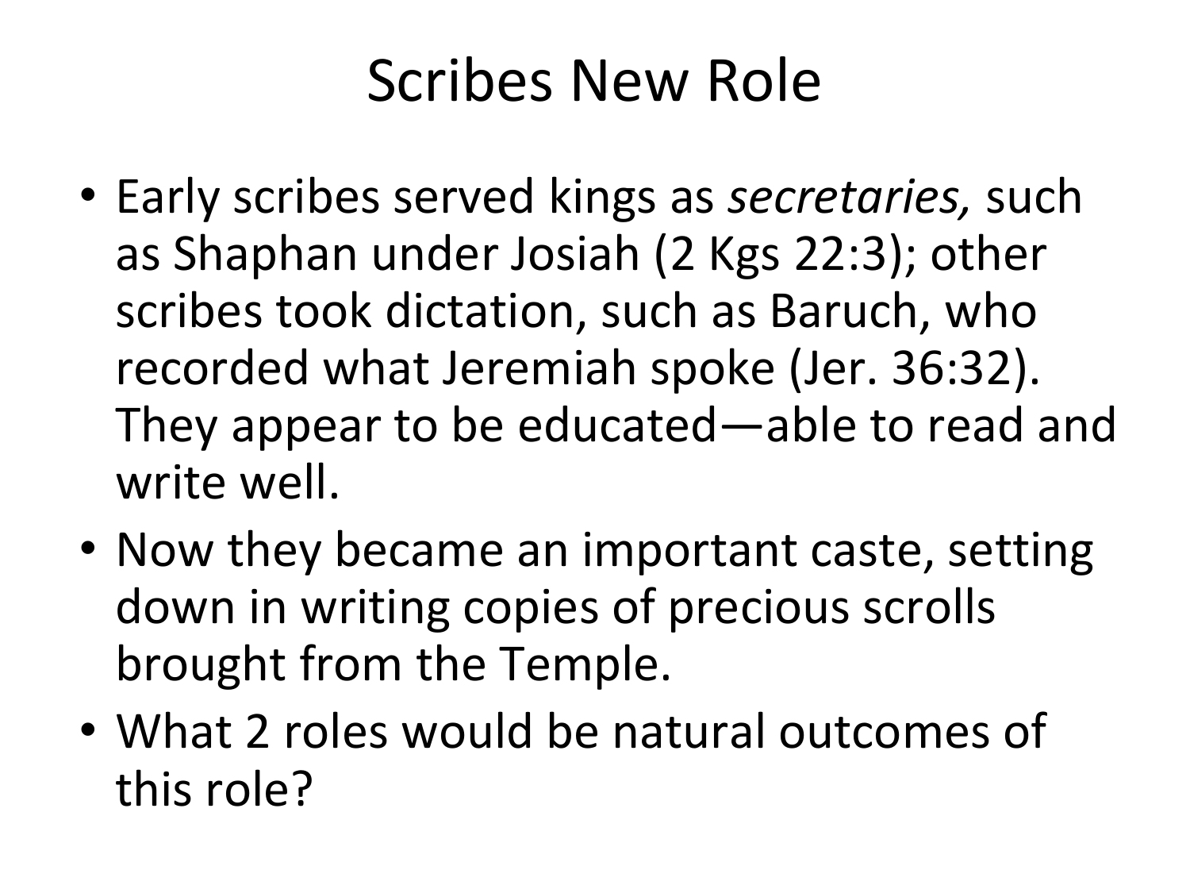# Scribes New Role

- Early scribes served kings as *secretaries,* such as Shaphan under Josiah (2 Kgs 22:3); other scribes took dictation, such as Baruch, who recorded what Jeremiah spoke (Jer. 36:32). They appear to be educated—able to read and write well.
- Now they became an important caste, setting down in writing copies of precious scrolls brought from the Temple.
- What 2 roles would be natural outcomes of this role?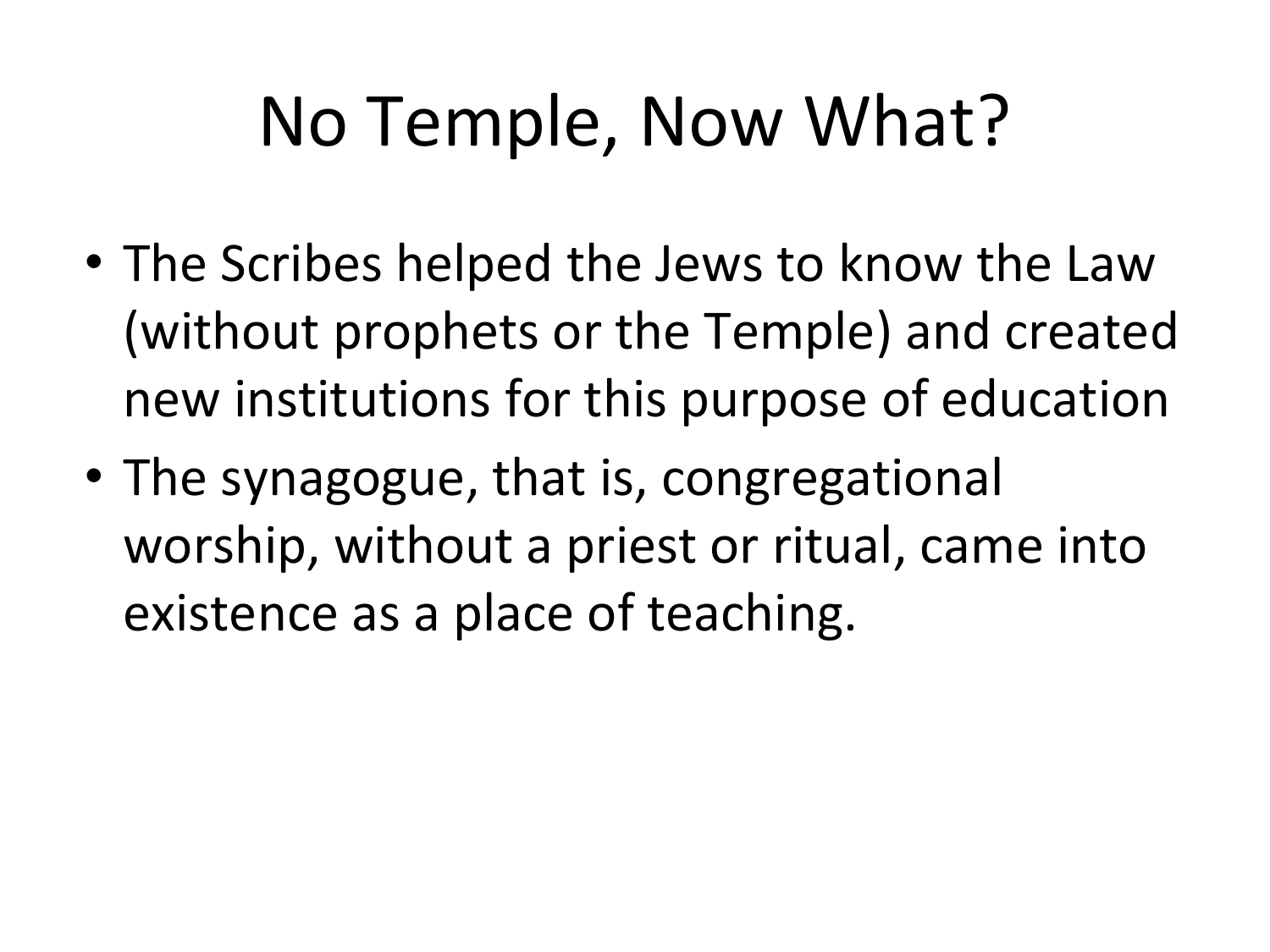# No Temple, Now What?

- The Scribes helped the Jews to know the Law (without prophets or the Temple) and created new institutions for this purpose of education
- The synagogue, that is, congregational worship, without a priest or ritual, came into existence as a place of teaching.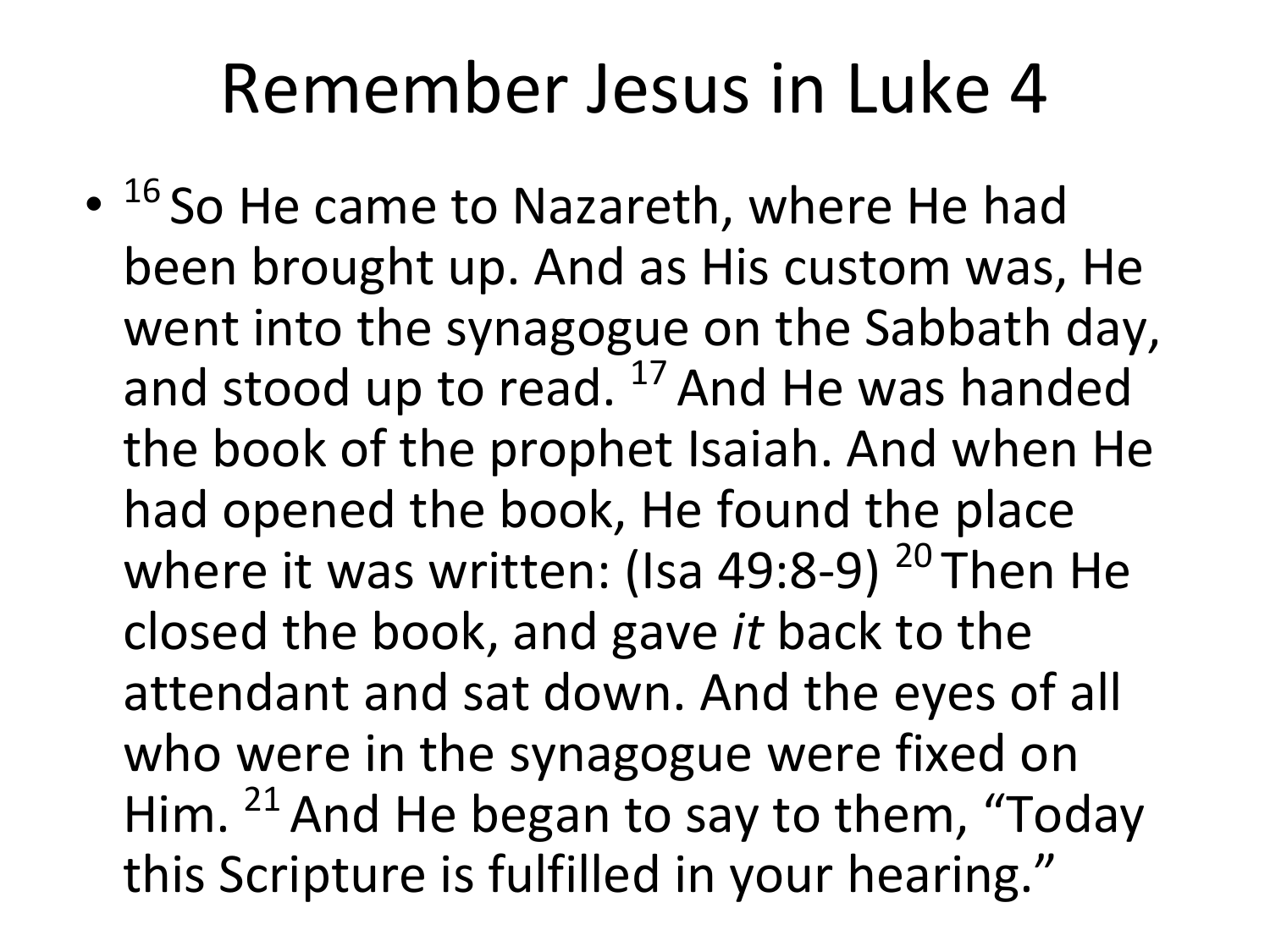# Remember Jesus in Luke 4

- [16] So He came to Nazareth, where He had been brought up. And as His custom was, He went into the synagogue on the Sabbath day, and stood up to read. [17] And He was handed the book of the prophet Isaiah. And when He had opened the book, He found the place where it was written: (Isa 49:8-9) [20] Then He closed the book, and gave *it* back to the attendant and sat down. And the eyes of all who were in the synagogue were fixed on Him. [21] And He began to say to them, "Today this Scripture is fulfilled in your hearing."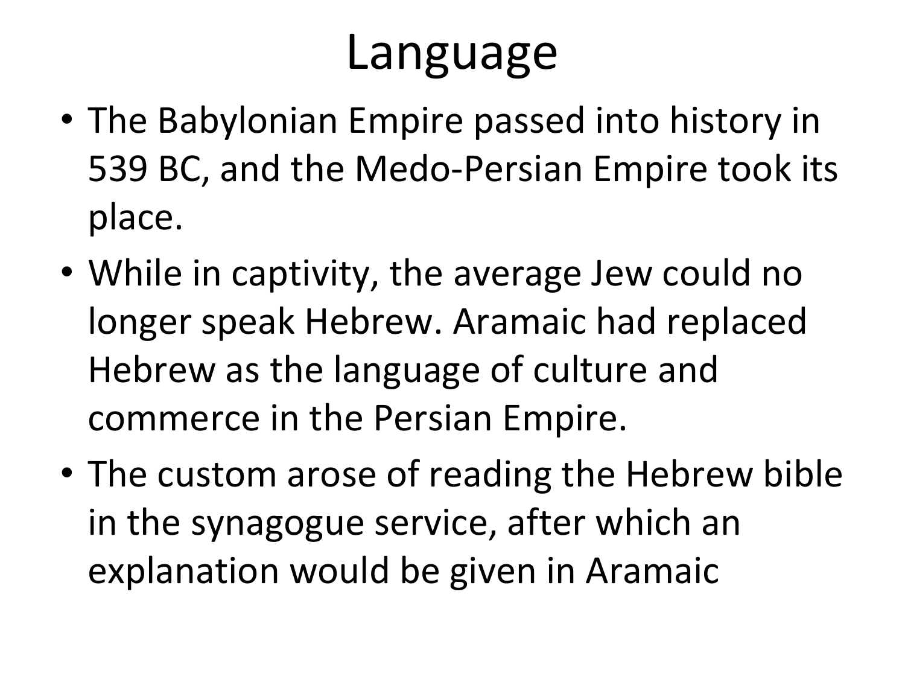# Language

- The Babylonian Empire passed into history in 539 BC, and the Medo-Persian Empire took its place.
- While in captivity, the average Jew could no longer speak Hebrew. Aramaic had replaced Hebrew as the language of culture and commerce in the Persian Empire.
- The custom arose of reading the Hebrew bible in the synagogue service, after which an explanation would be given in Aramaic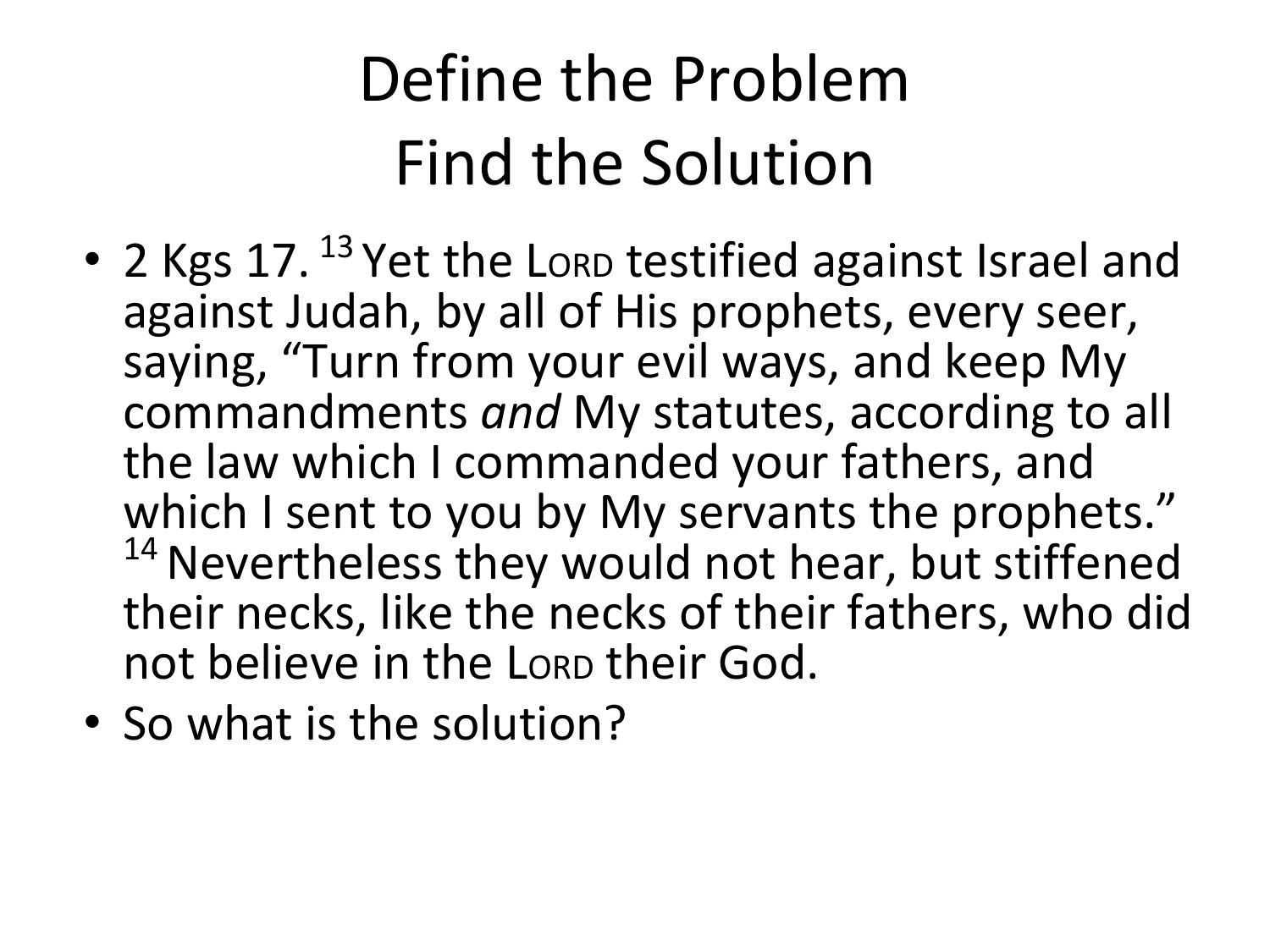# Define the Problem
# Find the Solution

- 2 Kgs 17. [13] Yet the LORD testified against Israel and against Judah, by all of His prophets, every seer, saying, "Turn from your evil ways, and keep My commandments *and* My statutes, according to all the law which I commanded your fathers, and which I sent to you by My servants the prophets." [14] Nevertheless they would not hear, but stiffened their necks, like the necks of their fathers, who did not believe in the LORD their God.
- So what is the solution?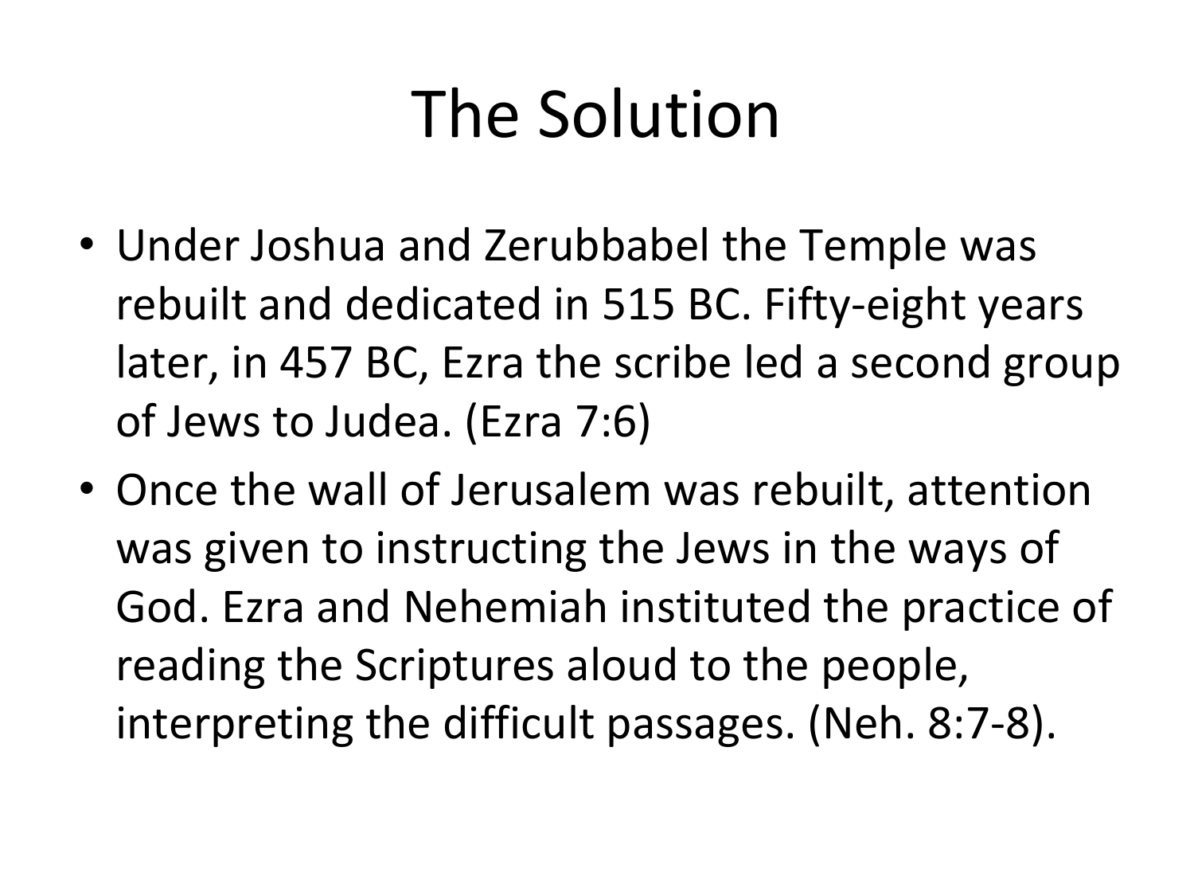# The Solution

- Under Joshua and Zerubbabel the Temple was rebuilt and dedicated in 515 BC. Fifty-eight years later, in 457 BC, Ezra the scribe led a second group of Jews to Judea. (Ezra 7:6)
- Once the wall of Jerusalem was rebuilt, attention was given to instructing the Jews in the ways of God. Ezra and Nehemiah instituted the practice of reading the Scriptures aloud to the people, interpreting the difficult passages. (Neh. 8:7-8).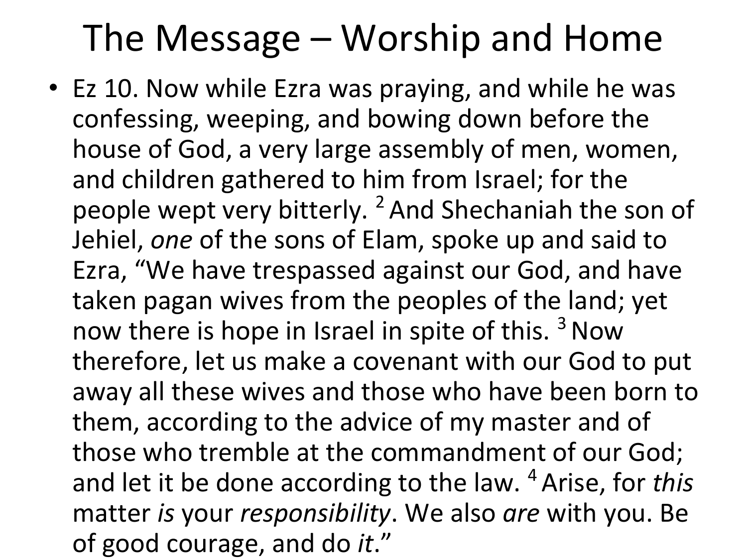# The Message – Worship and Home

- Ez 10. Now while Ezra was praying, and while he was confessing, weeping, and bowing down before the house of God, a very large assembly of men, women, and children gathered to him from Israel; for the people wept very bitterly. [2] And Shechaniah the son of Jehiel, *one* of the sons of Elam, spoke up and said to Ezra, "We have trespassed against our God, and have taken pagan wives from the peoples of the land; yet now there is hope in Israel in spite of this. [3] Now therefore, let us make a covenant with our God to put away all these wives and those who have been born to them, according to the advice of my master and of those who tremble at the commandment of our God; and let it be done according to the law. [4] Arise, for *this* matter *is* your *responsibility*. We also *are* with you. Be of good courage, and do *it*."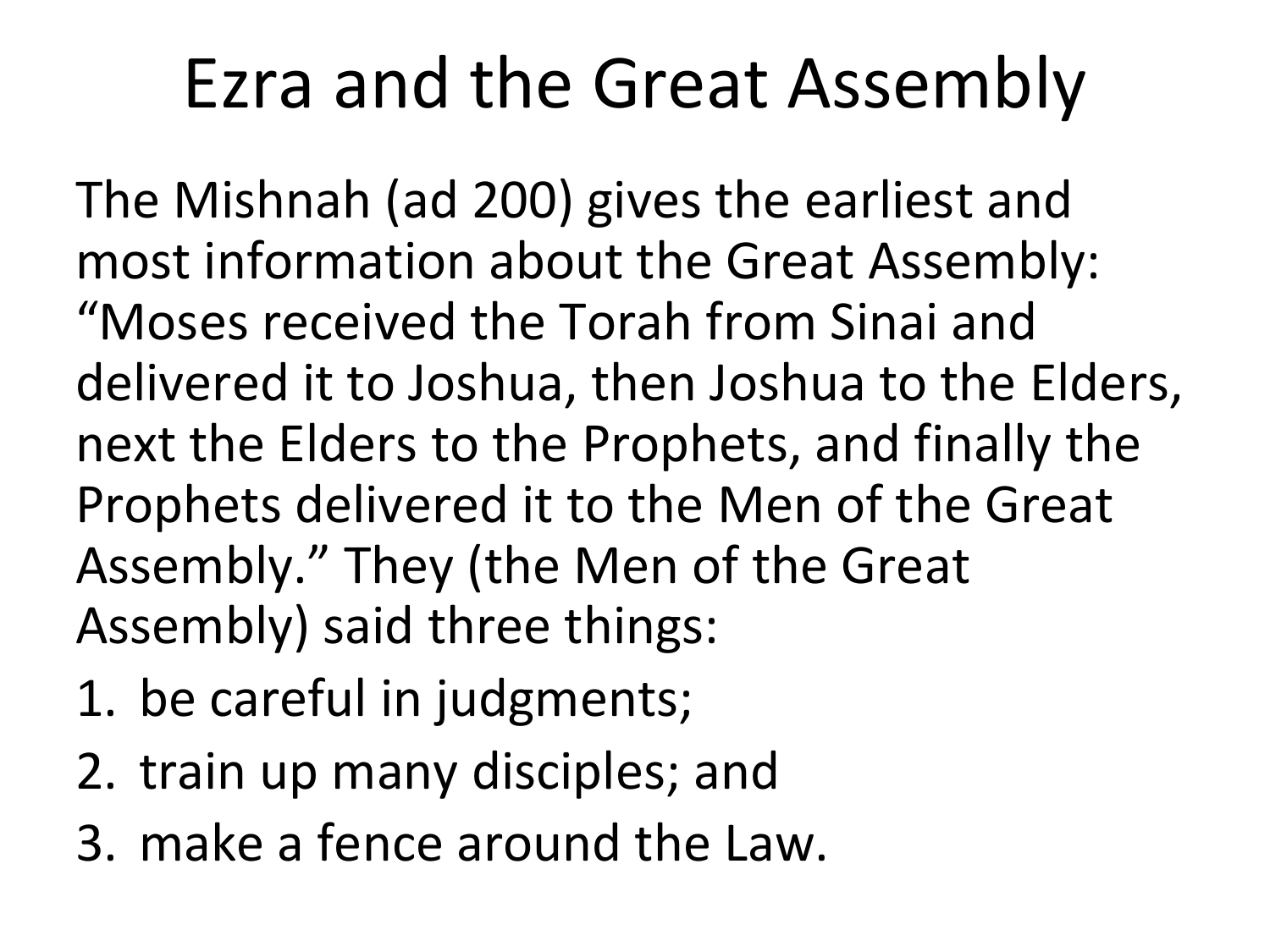# Ezra and the Great Assembly

The Mishnah (ad 200) gives the earliest and most information about the Great Assembly: "Moses received the Torah from Sinai and delivered it to Joshua, then Joshua to the Elders, next the Elders to the Prophets, and finally the Prophets delivered it to the Men of the Great Assembly." They (the Men of the Great Assembly) said three things:

1. be careful in judgments;
2. train up many disciples; and
3. make a fence around the Law.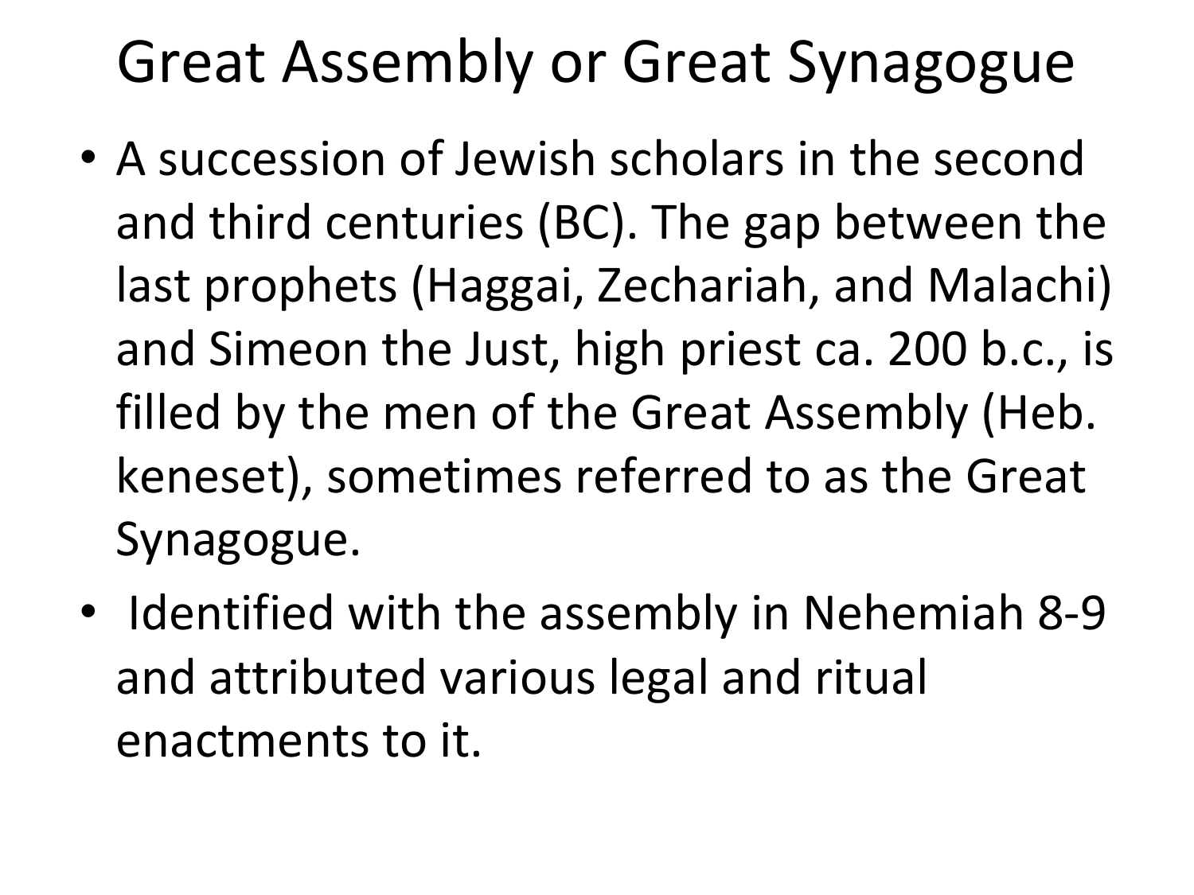# Great Assembly or Great Synagogue

- A succession of Jewish scholars in the second and third centuries (BC). The gap between the last prophets (Haggai, Zechariah, and Malachi) and Simeon the Just, high priest ca. 200 b.c., is filled by the men of the Great Assembly (Heb. keneset), sometimes referred to as the Great Synagogue.
- Identified with the assembly in Nehemiah 8-9 and attributed various legal and ritual enactments to it.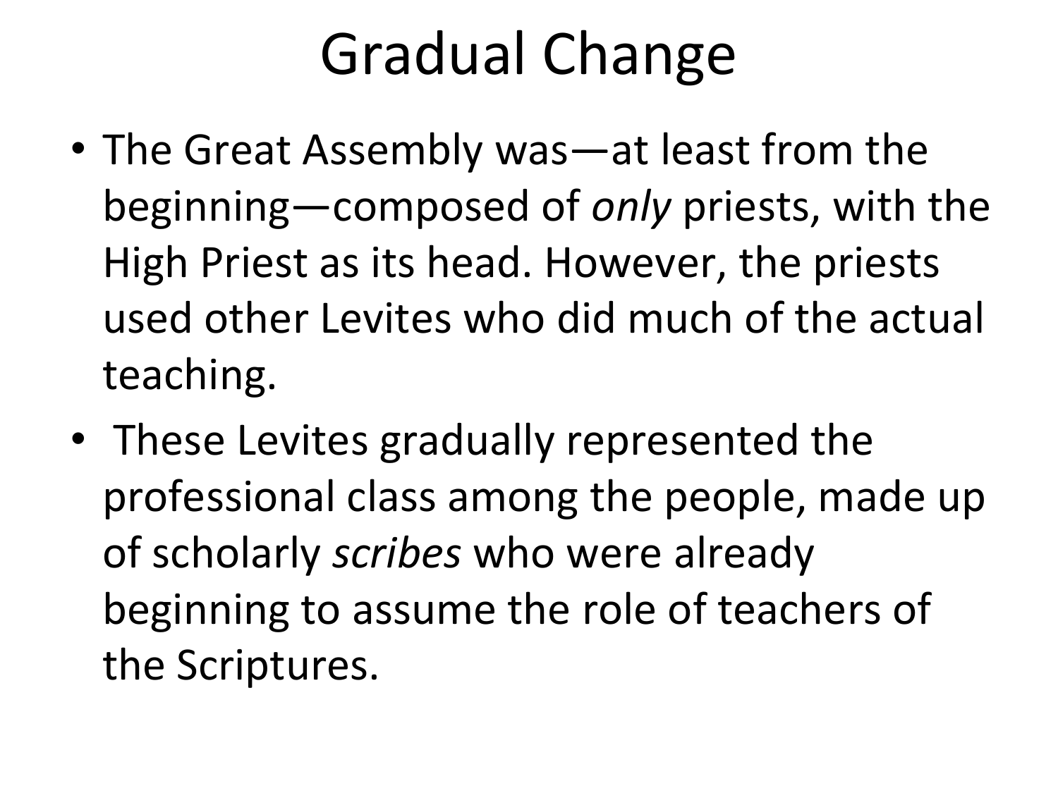# Gradual Change

- The Great Assembly was—at least from the beginning—composed of *only* priests, with the High Priest as its head. However, the priests used other Levites who did much of the actual teaching.
- These Levites gradually represented the professional class among the people, made up of scholarly *scribes* who were already beginning to assume the role of teachers of the Scriptures.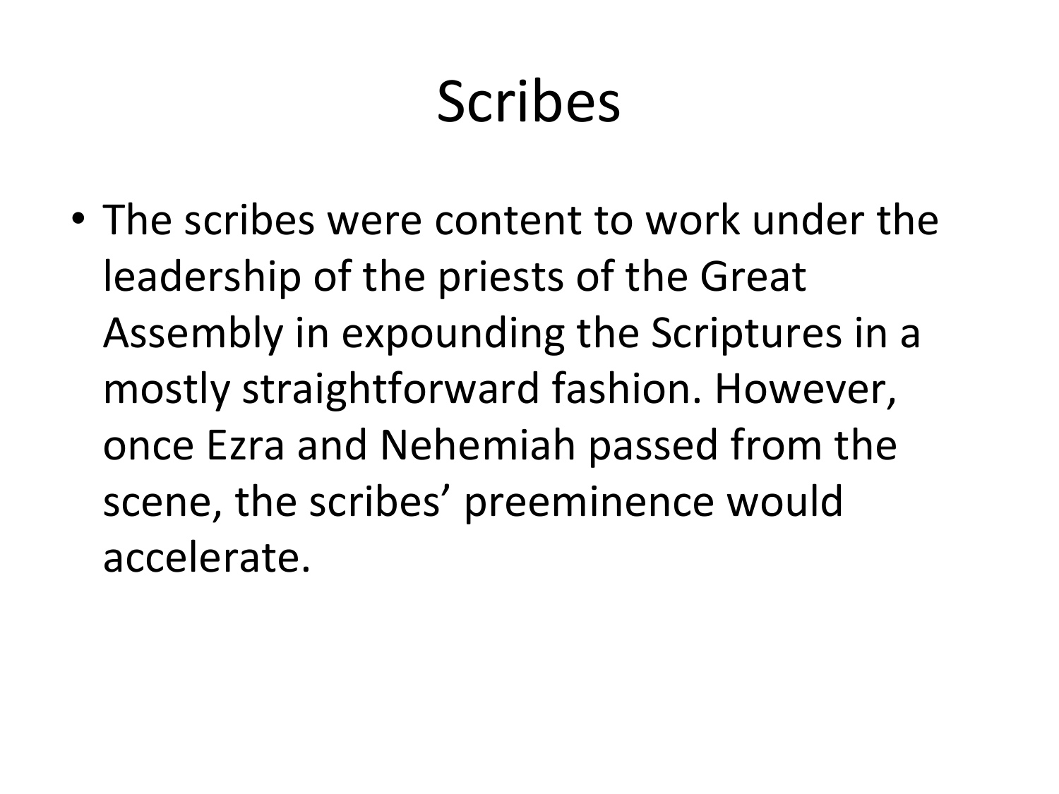# Scribes

- The scribes were content to work under the leadership of the priests of the Great Assembly in expounding the Scriptures in a mostly straightforward fashion. However, once Ezra and Nehemiah passed from the scene, the scribes' preeminence would accelerate.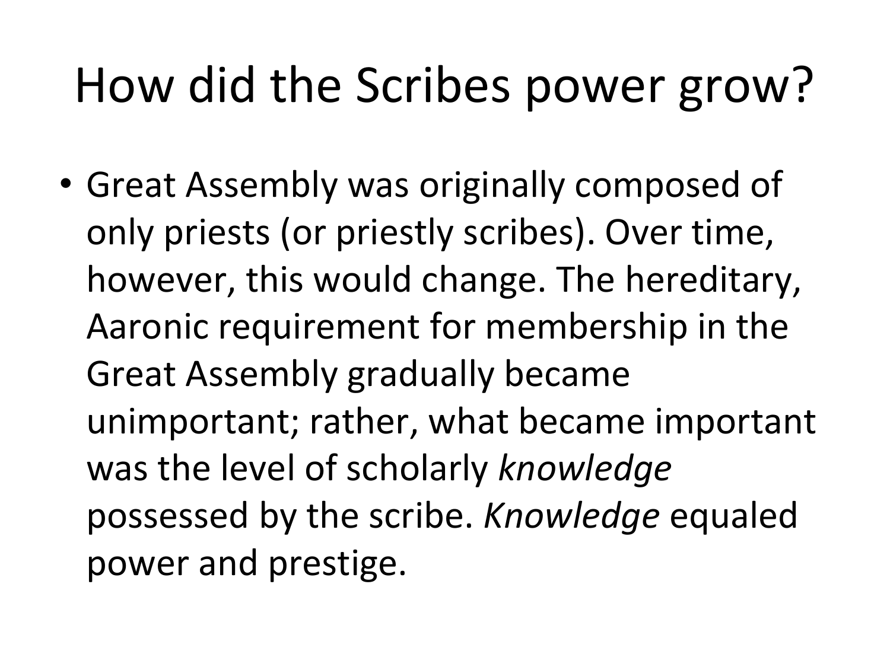# How did the Scribes power grow?

- Great Assembly was originally composed of only priests (or priestly scribes). Over time, however, this would change. The hereditary, Aaronic requirement for membership in the Great Assembly gradually became unimportant; rather, what became important was the level of scholarly *knowledge* possessed by the scribe. *Knowledge* equaled power and prestige.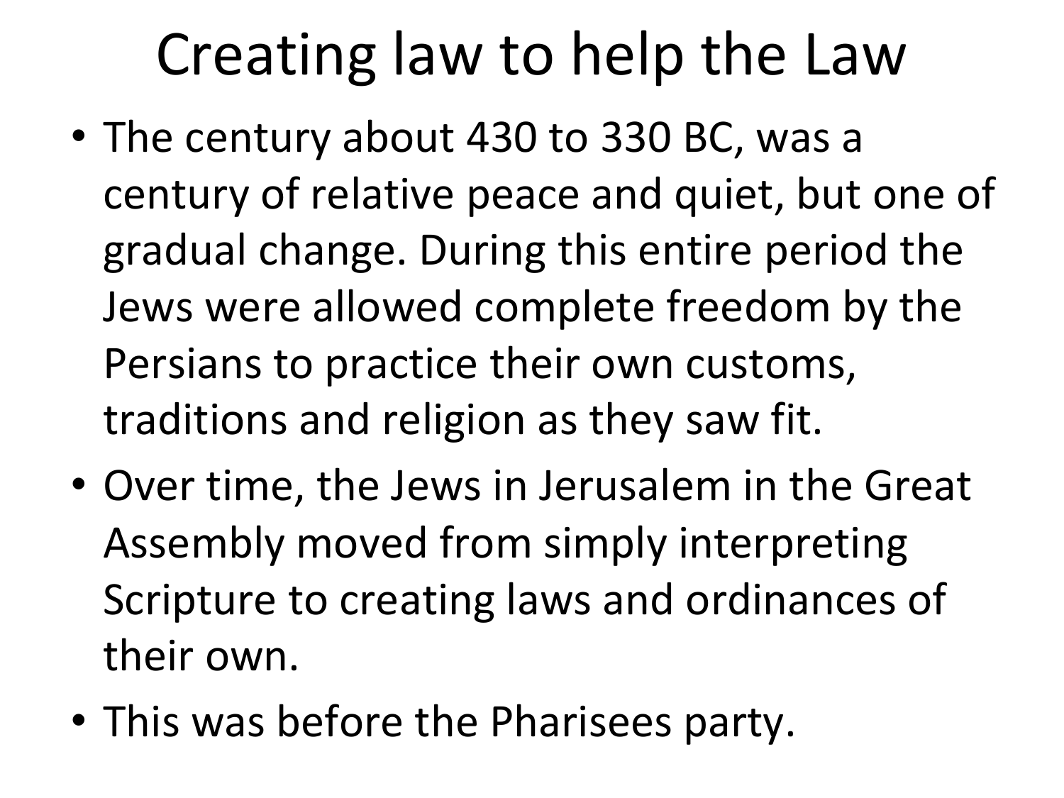# Creating law to help the Law

- The century about 430 to 330 BC, was a century of relative peace and quiet, but one of gradual change. During this entire period the Jews were allowed complete freedom by the Persians to practice their own customs, traditions and religion as they saw fit.
- Over time, the Jews in Jerusalem in the Great Assembly moved from simply interpreting Scripture to creating laws and ordinances of their own.
- This was before the Pharisees party.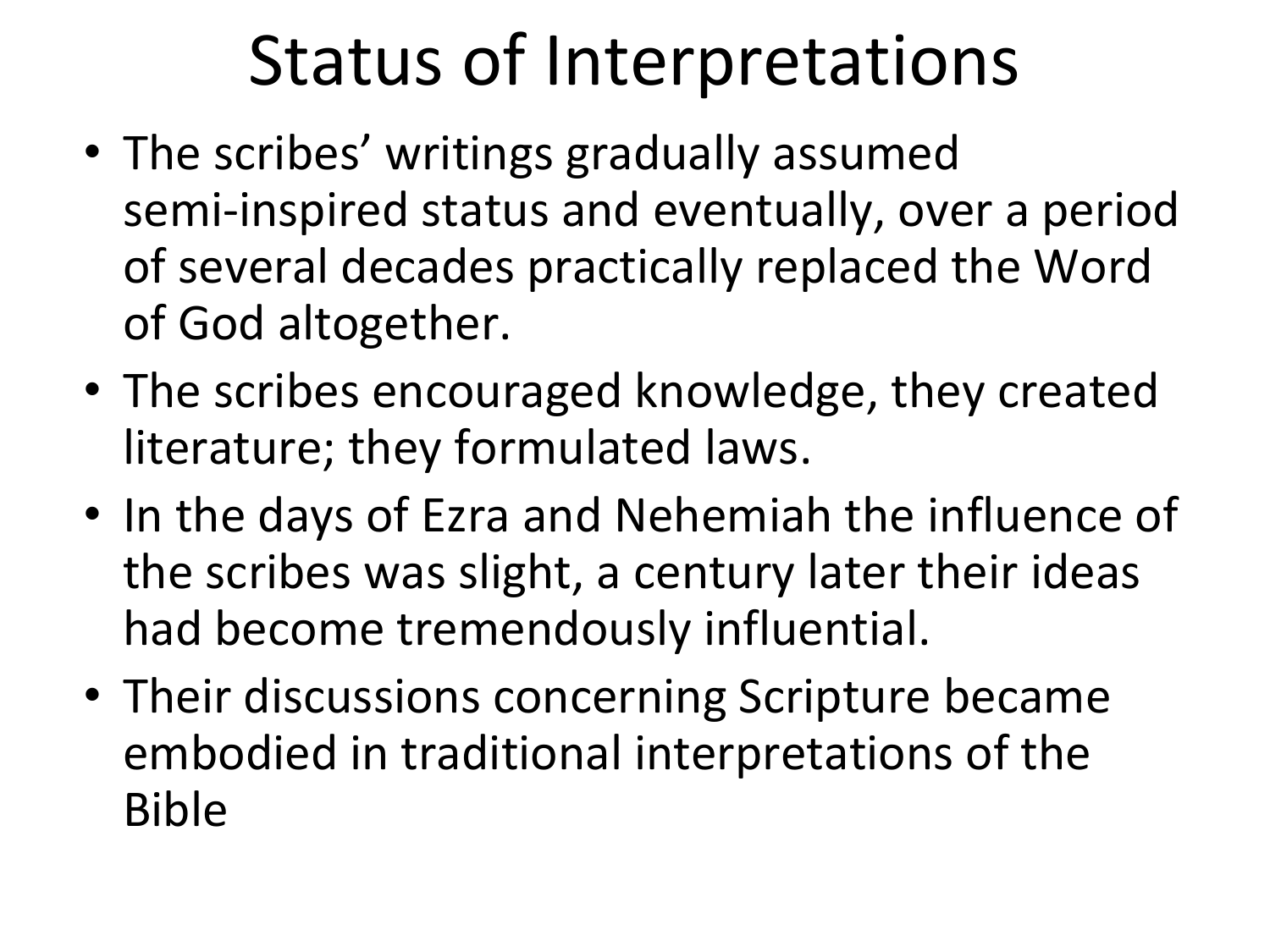# Status of Interpretations

- The scribes' writings gradually assumed semi-inspired status and eventually, over a period of several decades practically replaced the Word of God altogether.
- The scribes encouraged knowledge, they created literature; they formulated laws.
- In the days of Ezra and Nehemiah the influence of the scribes was slight, a century later their ideas had become tremendously influential.
- Their discussions concerning Scripture became embodied in traditional interpretations of the Bible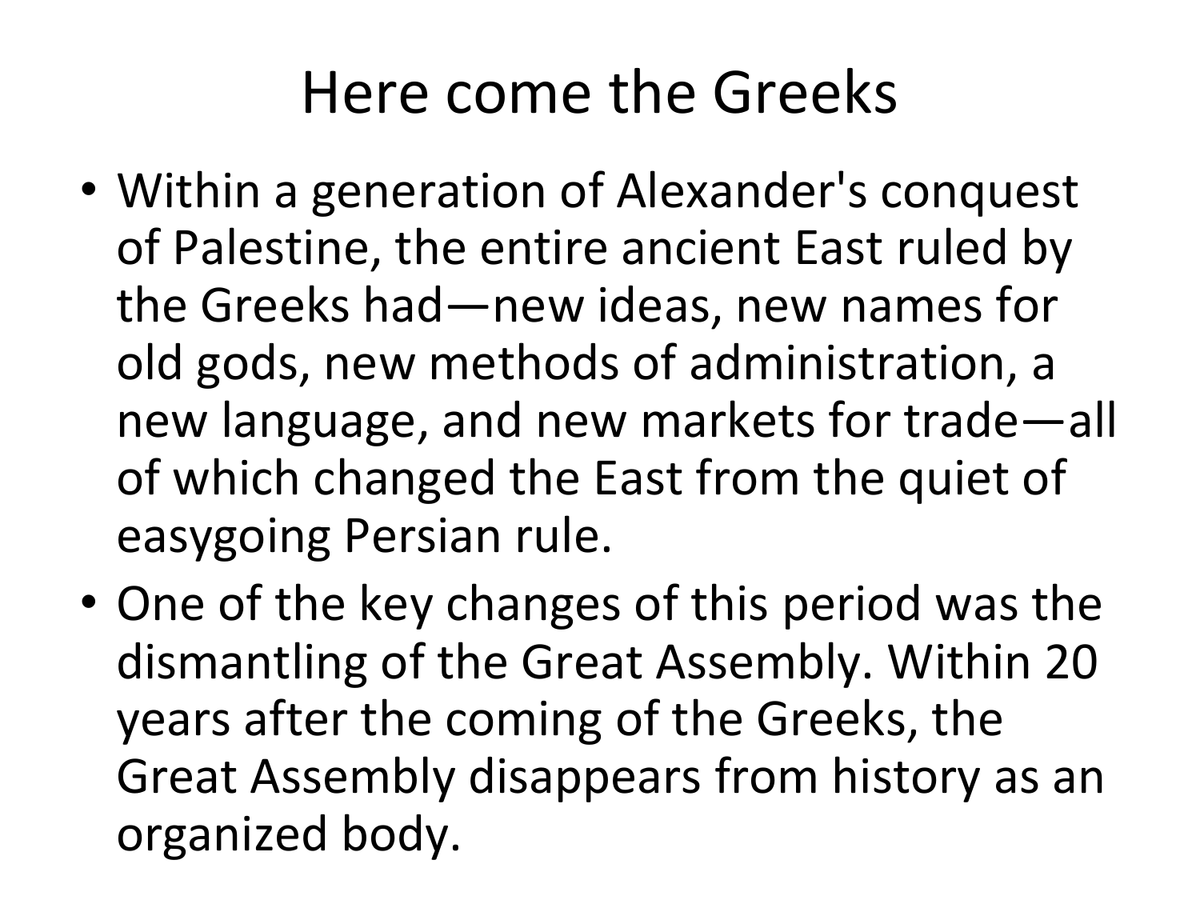# Here come the Greeks

- Within a generation of Alexander's conquest of Palestine, the entire ancient East ruled by the Greeks had—new ideas, new names for old gods, new methods of administration, a new language, and new markets for trade—all of which changed the East from the quiet of easygoing Persian rule.
- One of the key changes of this period was the dismantling of the Great Assembly. Within 20 years after the coming of the Greeks, the Great Assembly disappears from history as an organized body.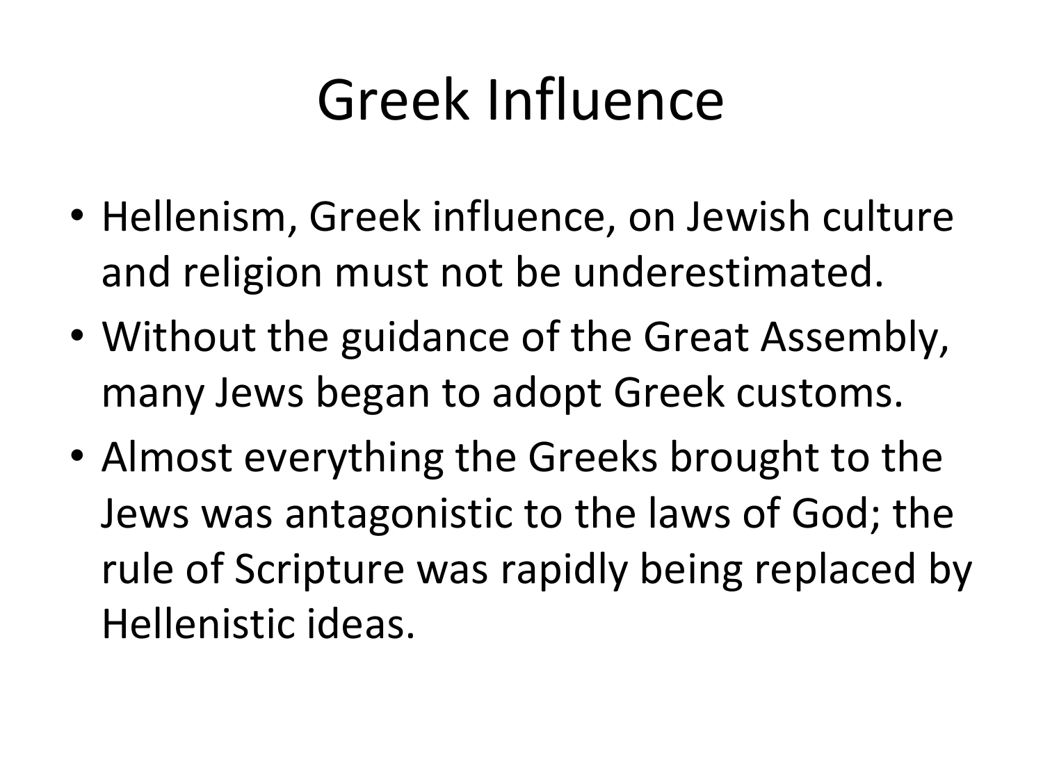# Greek Influence

- Hellenism, Greek influence, on Jewish culture and religion must not be underestimated.
- Without the guidance of the Great Assembly, many Jews began to adopt Greek customs.
- Almost everything the Greeks brought to the Jews was antagonistic to the laws of God; the rule of Scripture was rapidly being replaced by Hellenistic ideas.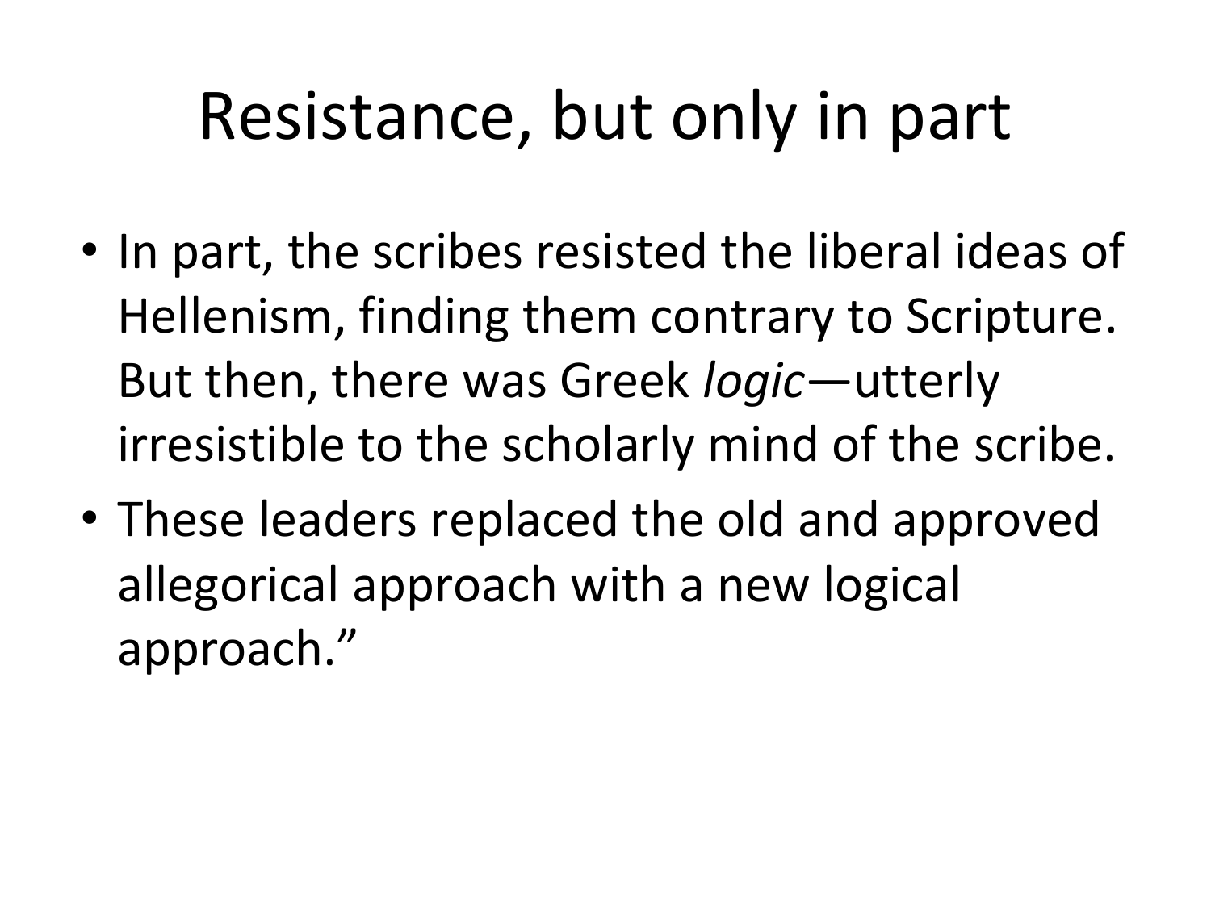# Resistance, but only in part

- In part, the scribes resisted the liberal ideas of Hellenism, finding them contrary to Scripture. But then, there was Greek *logic*—utterly irresistible to the scholarly mind of the scribe.
- These leaders replaced the old and approved allegorical approach with a new logical approach."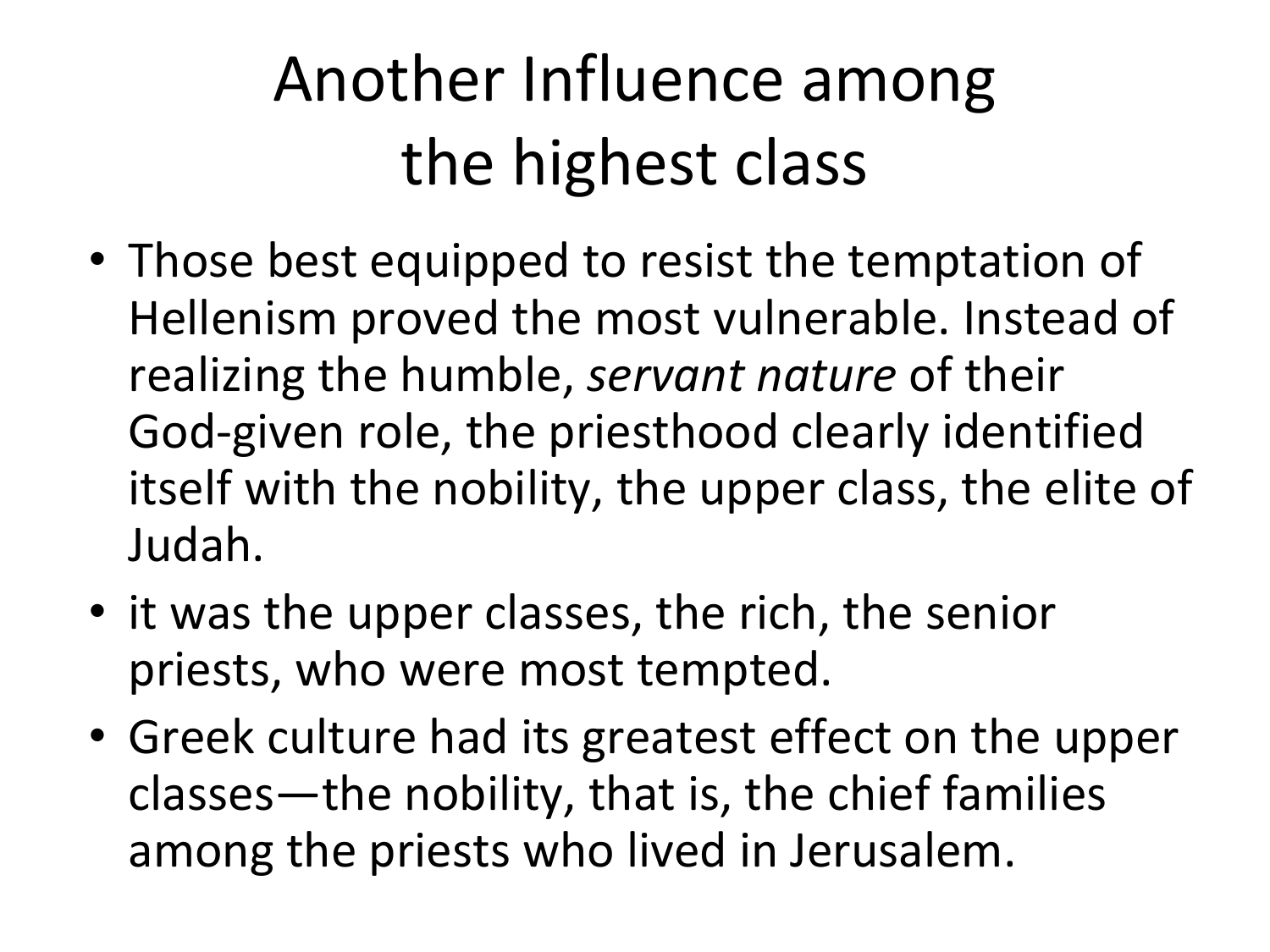# Another Influence among the highest class

- Those best equipped to resist the temptation of Hellenism proved the most vulnerable. Instead of realizing the humble, *servant nature* of their God-given role, the priesthood clearly identified itself with the nobility, the upper class, the elite of Judah.
- it was the upper classes, the rich, the senior priests, who were most tempted.
- Greek culture had its greatest effect on the upper classes—the nobility, that is, the chief families among the priests who lived in Jerusalem.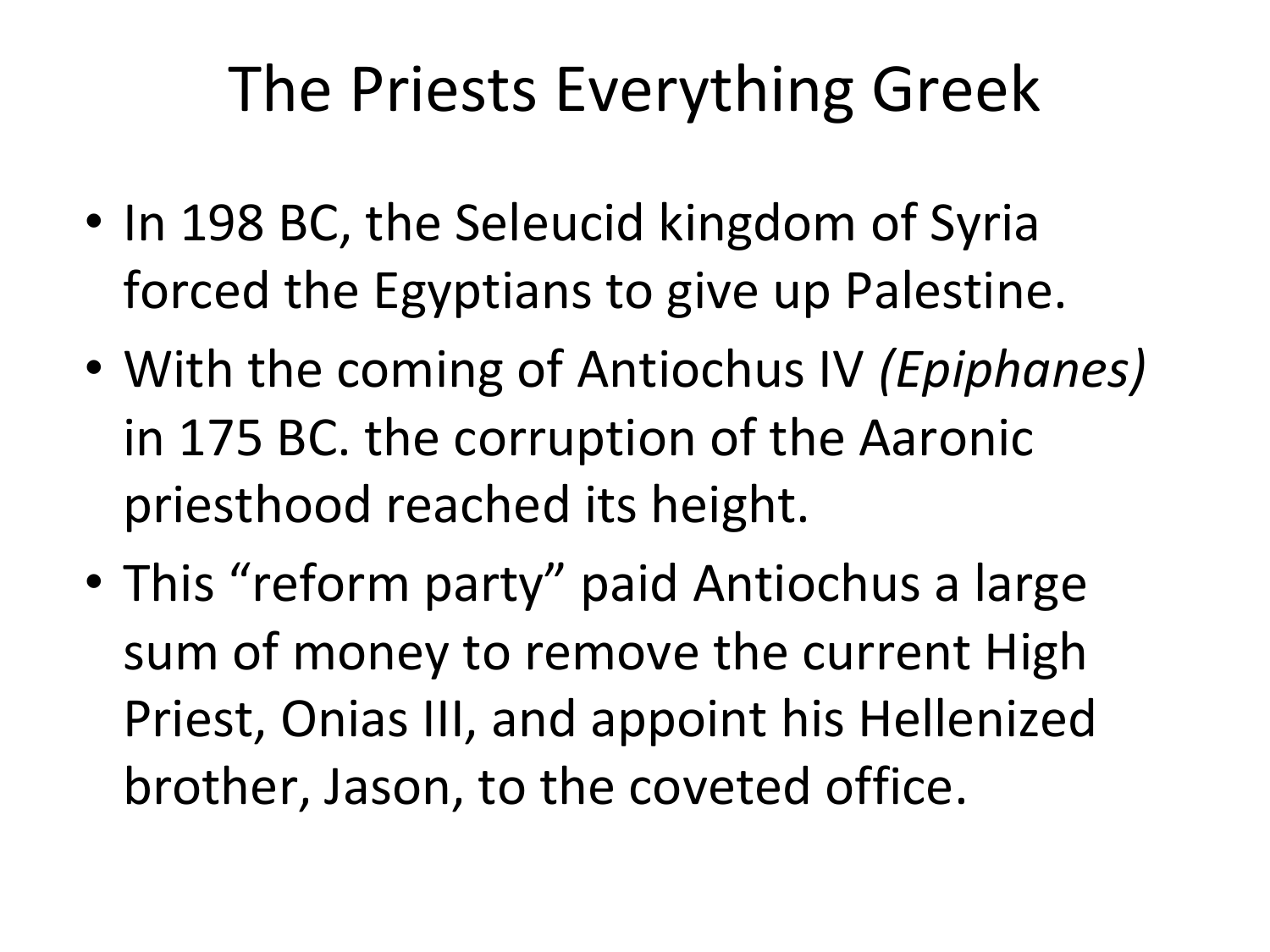# The Priests Everything Greek

- In 198 BC, the Seleucid kingdom of Syria forced the Egyptians to give up Palestine.
- With the coming of Antiochus IV *(Epiphanes)* in 175 BC. the corruption of the Aaronic priesthood reached its height.
- This “reform party” paid Antiochus a large sum of money to remove the current High Priest, Onias III, and appoint his Hellenized brother, Jason, to the coveted office.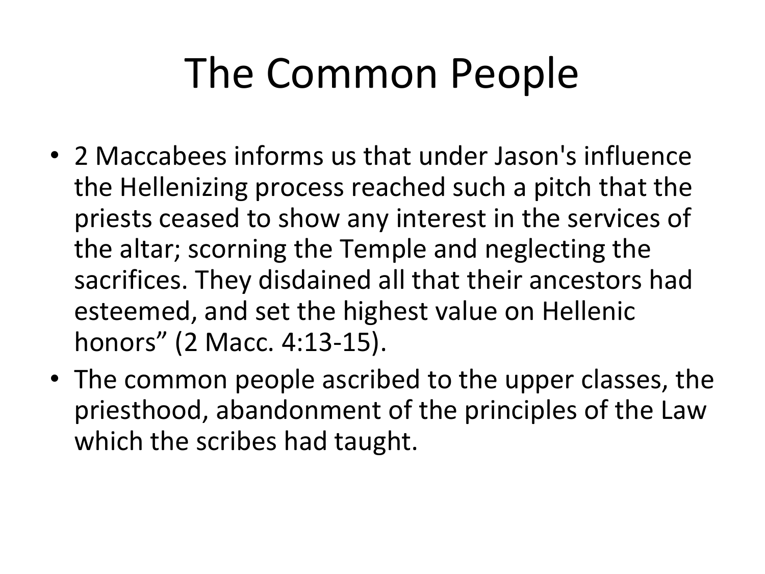# The Common People

- 2 Maccabees informs us that under Jason's influence the Hellenizing process reached such a pitch that the priests ceased to show any interest in the services of the altar; scorning the Temple and neglecting the sacrifices. They disdained all that their ancestors had esteemed, and set the highest value on Hellenic honors" (2 Macc. 4:13-15).
- The common people ascribed to the upper classes, the priesthood, abandonment of the principles of the Law which the scribes had taught.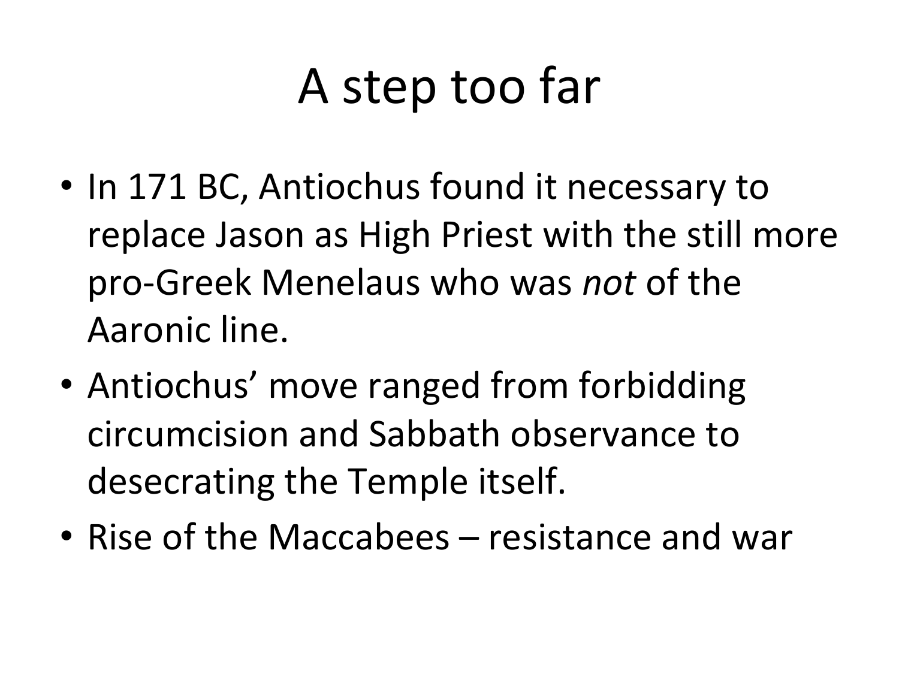# A step too far

- In 171 BC, Antiochus found it necessary to replace Jason as High Priest with the still more pro-Greek Menelaus who was *not* of the Aaronic line.
- Antiochus' move ranged from forbidding circumcision and Sabbath observance to desecrating the Temple itself.
- Rise of the Maccabees – resistance and war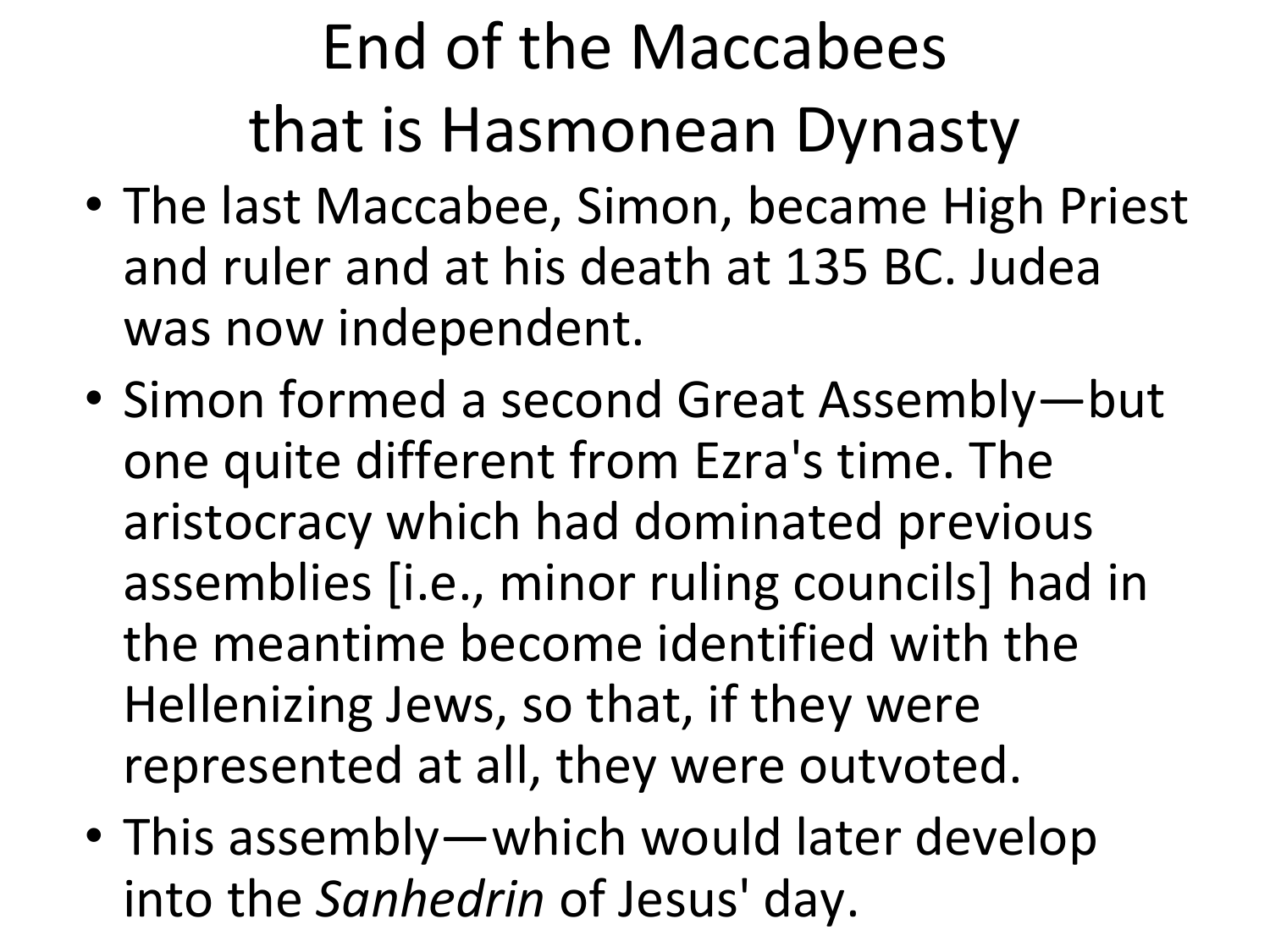# End of the Maccabees that is Hasmonean Dynasty

- The last Maccabee, Simon, became High Priest and ruler and at his death at 135 BC. Judea was now independent.
- Simon formed a second Great Assembly—but one quite different from Ezra's time. The aristocracy which had dominated previous assemblies [i.e., minor ruling councils] had in the meantime become identified with the Hellenizing Jews, so that, if they were represented at all, they were outvoted.
- This assembly—which would later develop into the *Sanhedrin* of Jesus' day.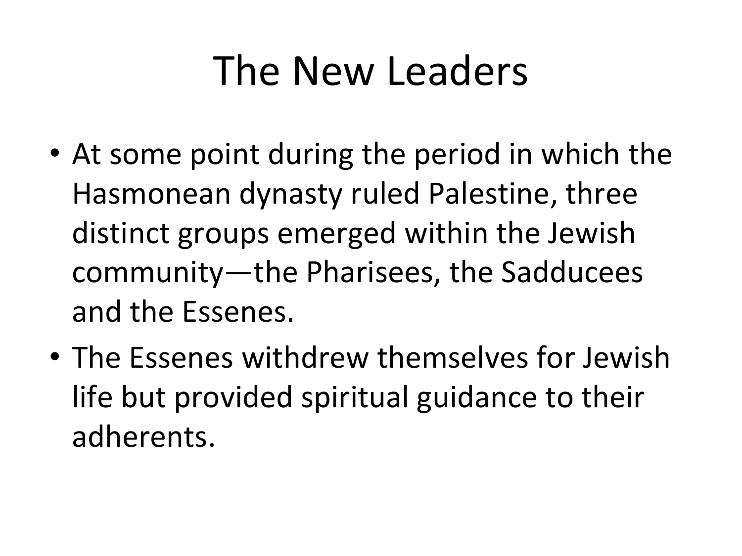# The New Leaders

- At some point during the period in which the Hasmonean dynasty ruled Palestine, three distinct groups emerged within the Jewish community—the Pharisees, the Sadducees and the Essenes.
- The Essenes withdrew themselves for Jewish life but provided spiritual guidance to their adherents.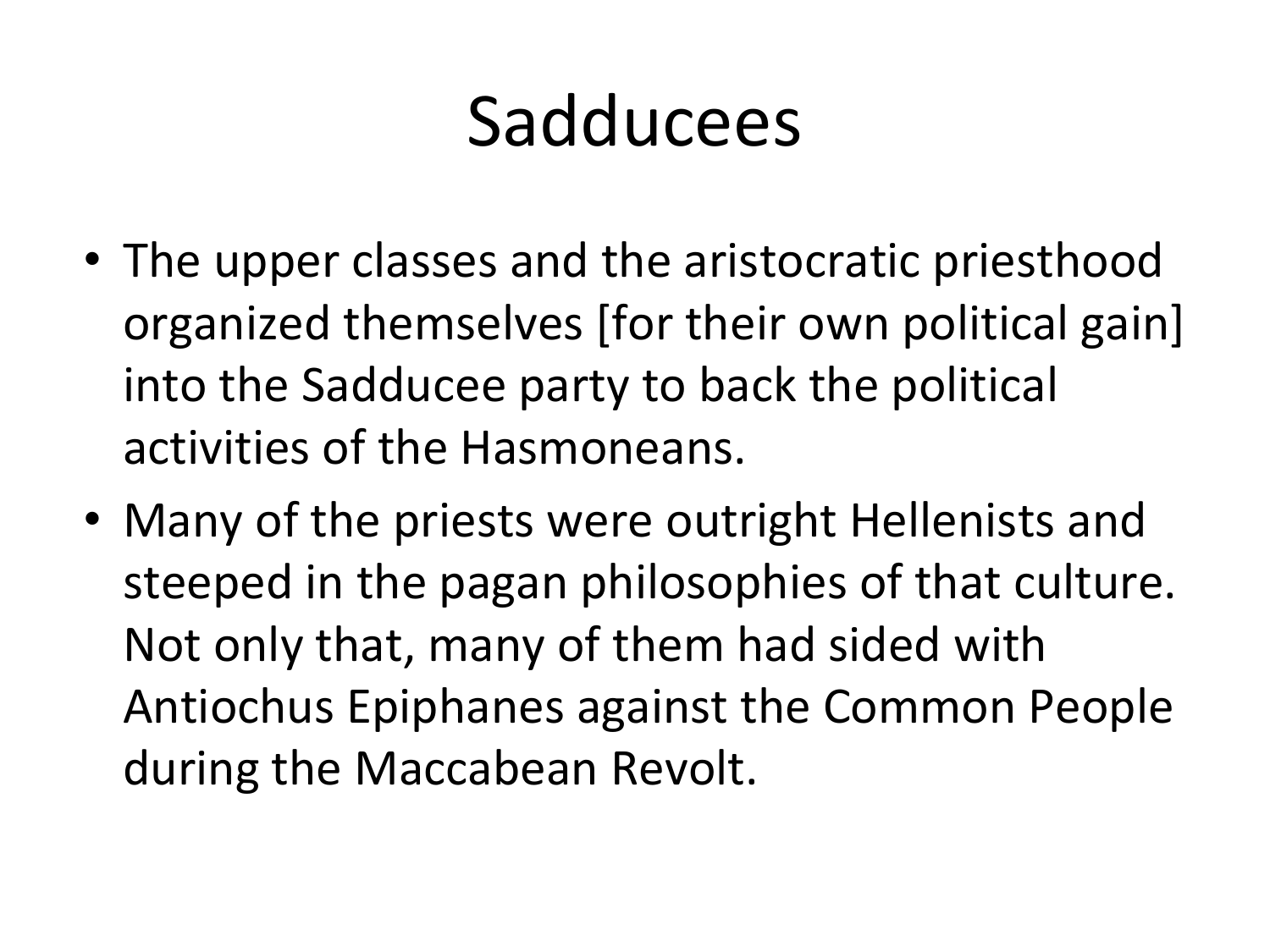# Sadducees

- The upper classes and the aristocratic priesthood organized themselves [for their own political gain] into the Sadducee party to back the political activities of the Hasmoneans.
- Many of the priests were outright Hellenists and steeped in the pagan philosophies of that culture. Not only that, many of them had sided with Antiochus Epiphanes against the Common People during the Maccabean Revolt.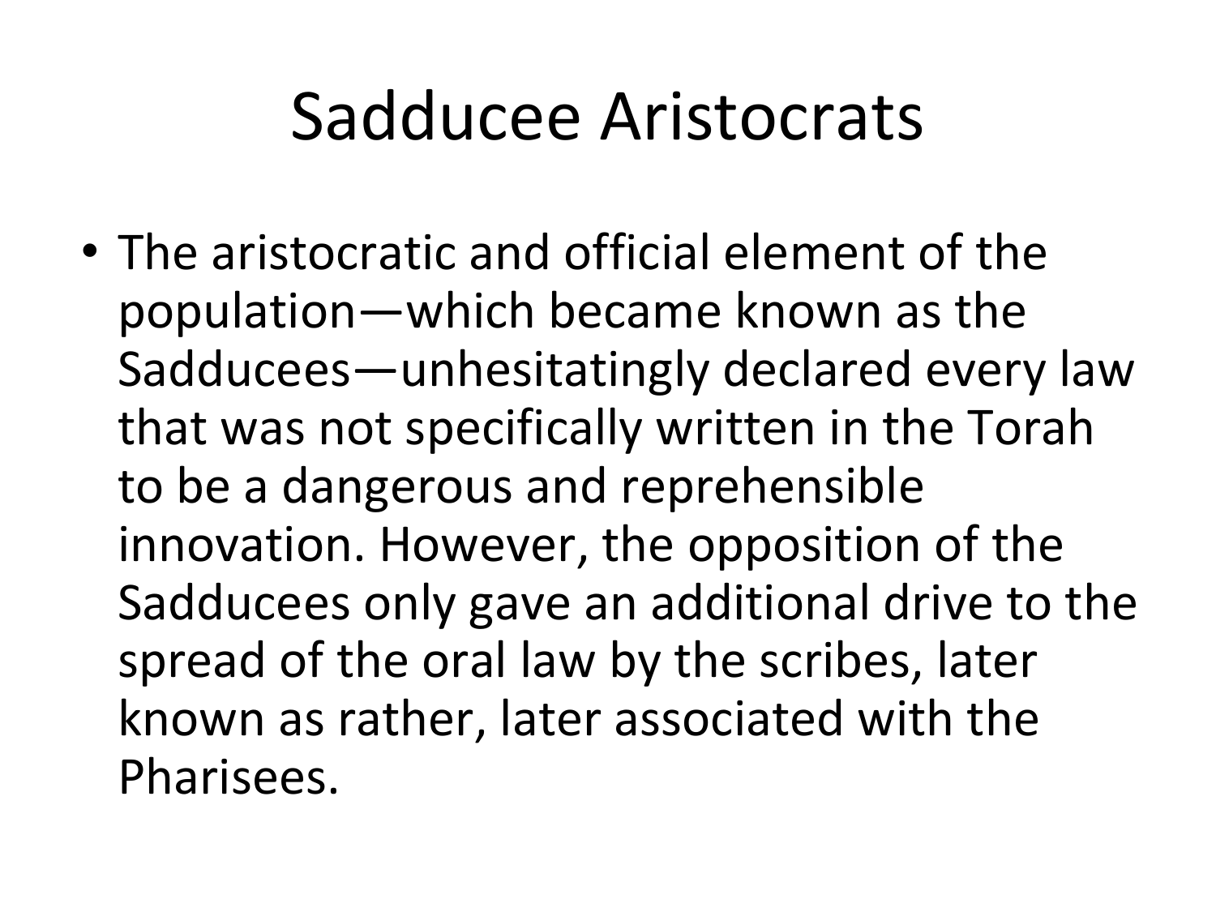# Sadducee Aristocrats

- The aristocratic and official element of the population—which became known as the Sadducees—unhesitatingly declared every law that was not specifically written in the Torah to be a dangerous and reprehensible innovation. However, the opposition of the Sadducees only gave an additional drive to the spread of the oral law by the scribes, later known as rather, later associated with the Pharisees.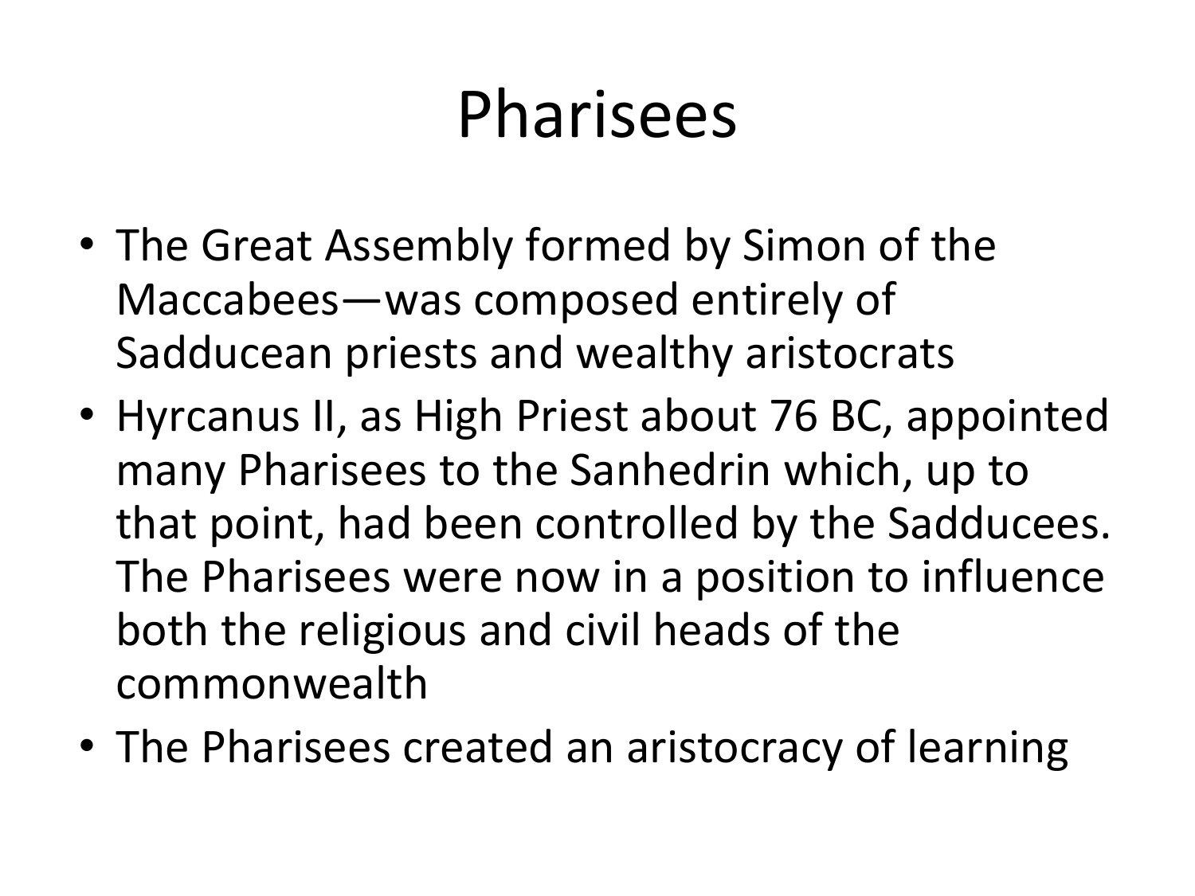# Pharisees

- The Great Assembly formed by Simon of the Maccabees—was composed entirely of Sadducean priests and wealthy aristocrats
- Hyrcanus II, as High Priest about 76 BC, appointed many Pharisees to the Sanhedrin which, up to that point, had been controlled by the Sadducees. The Pharisees were now in a position to influence both the religious and civil heads of the commonwealth
- The Pharisees created an aristocracy of learning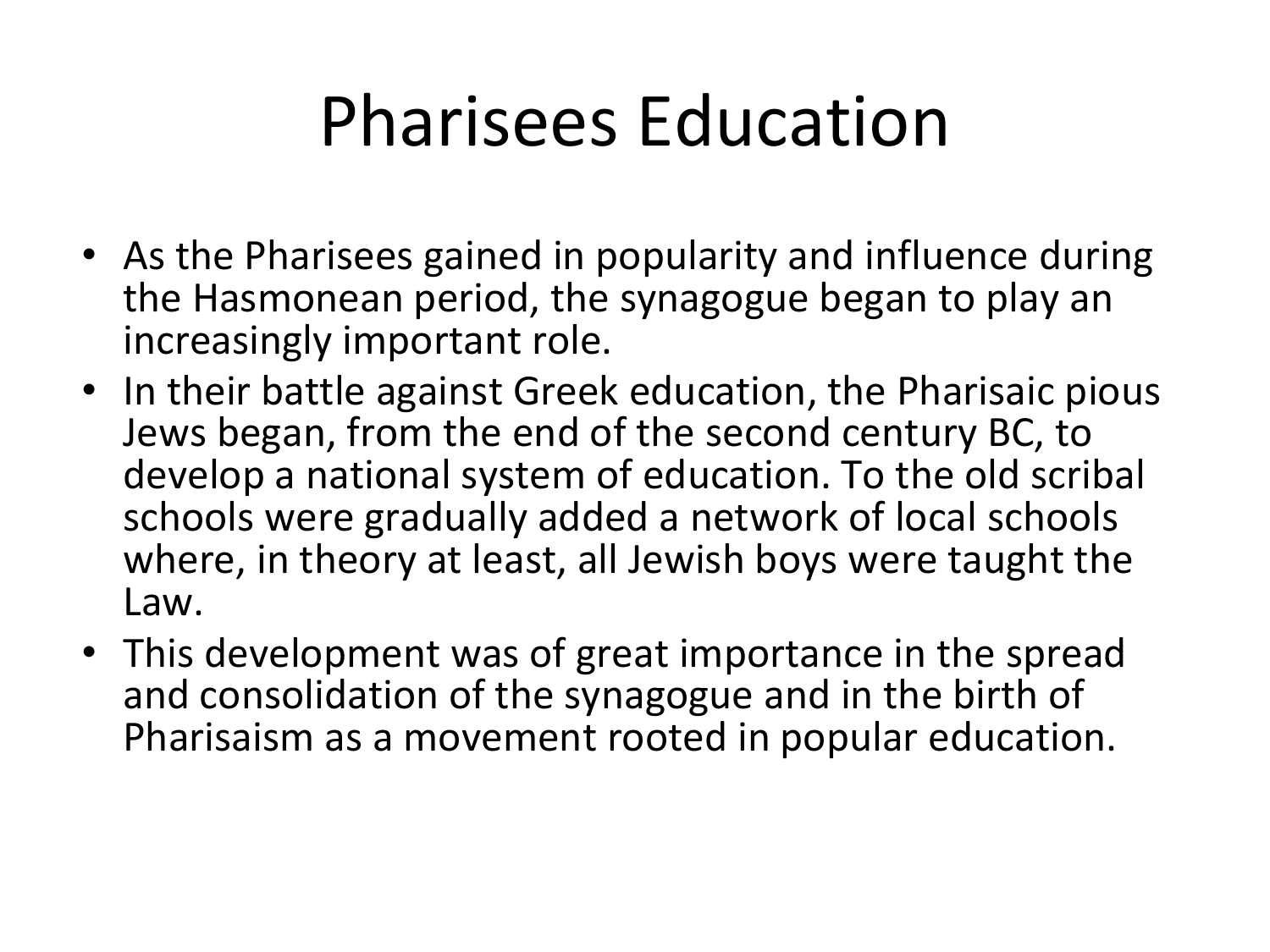# Pharisees Education

- As the Pharisees gained in popularity and influence during the Hasmonean period, the synagogue began to play an increasingly important role.
- In their battle against Greek education, the Pharisaic pious Jews began, from the end of the second century BC, to develop a national system of education. To the old scribal schools were gradually added a network of local schools where, in theory at least, all Jewish boys were taught the Law.
- This development was of great importance in the spread and consolidation of the synagogue and in the birth of Pharisaism as a movement rooted in popular education.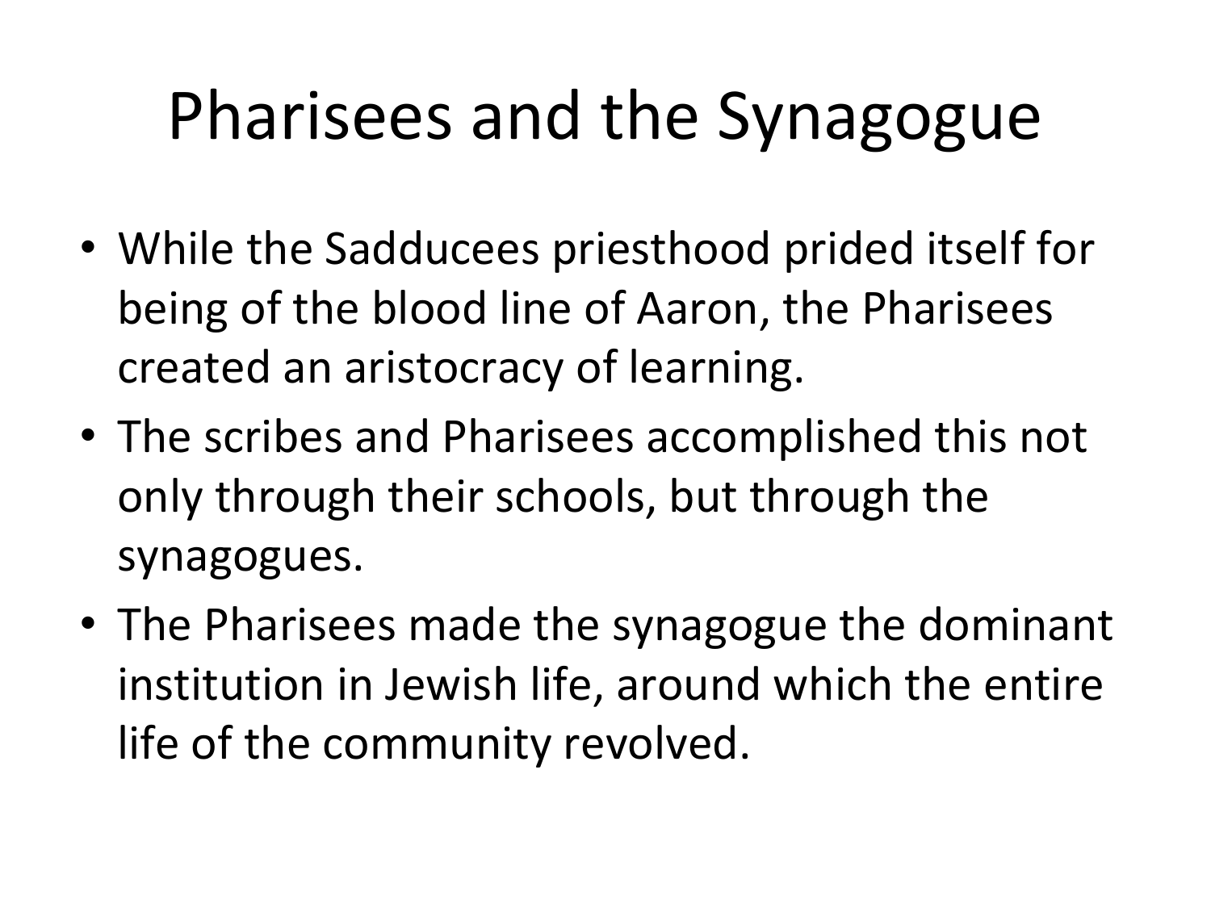# Pharisees and the Synagogue

- While the Sadducees priesthood prided itself for being of the blood line of Aaron, the Pharisees created an aristocracy of learning.
- The scribes and Pharisees accomplished this not only through their schools, but through the synagogues.
- The Pharisees made the synagogue the dominant institution in Jewish life, around which the entire life of the community revolved.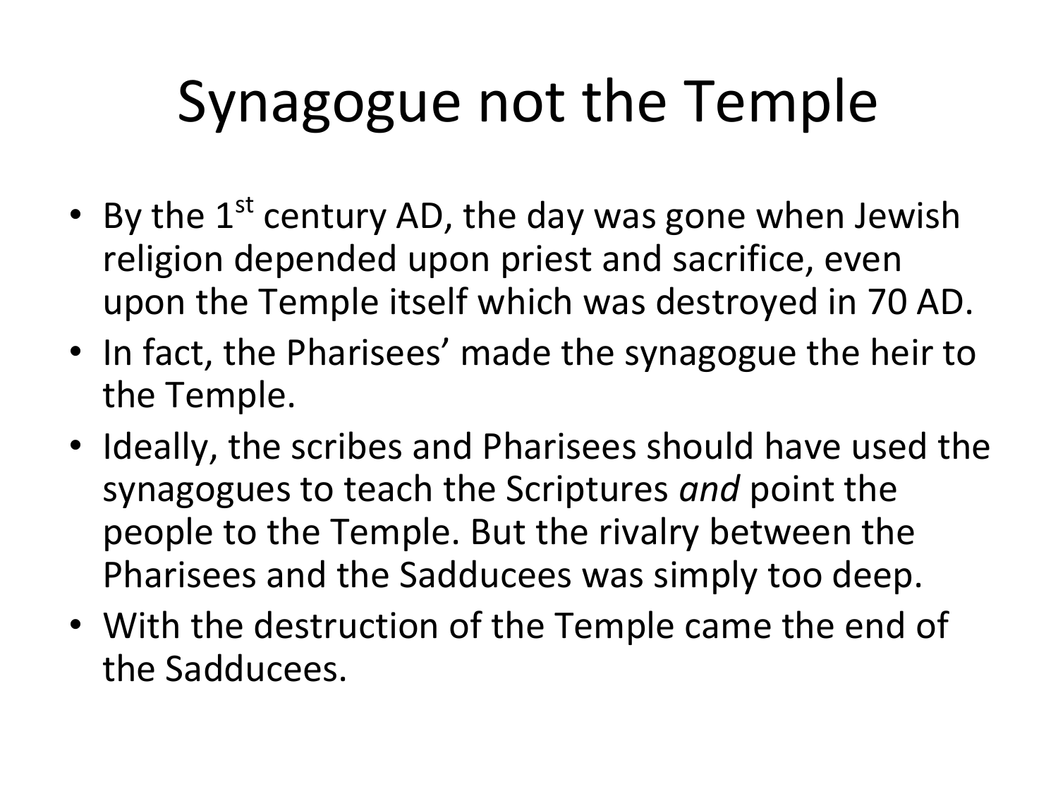# Synagogue not the Temple

- By the 1st century AD, the day was gone when Jewish religion depended upon priest and sacrifice, even upon the Temple itself which was destroyed in 70 AD.
- In fact, the Pharisees' made the synagogue the heir to the Temple.
- Ideally, the scribes and Pharisees should have used the synagogues to teach the Scriptures *and* point the people to the Temple. But the rivalry between the Pharisees and the Sadducees was simply too deep.
- With the destruction of the Temple came the end of the Sadducees.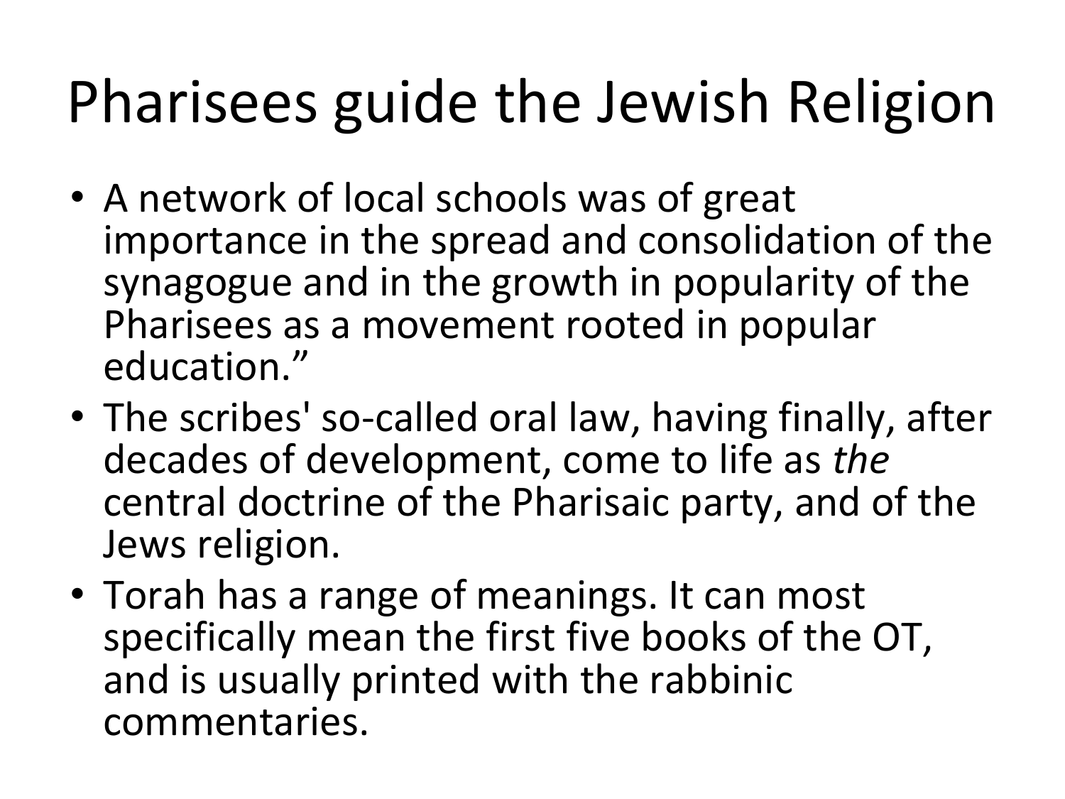# Pharisees guide the Jewish Religion

- A network of local schools was of great importance in the spread and consolidation of the synagogue and in the growth in popularity of the Pharisees as a movement rooted in popular education."
- The scribes' so-called oral law, having finally, after decades of development, come to life as *the* central doctrine of the Pharisaic party, and of the Jews religion.
- Torah has a range of meanings. It can most specifically mean the first five books of the OT, and is usually printed with the rabbinic commentaries.